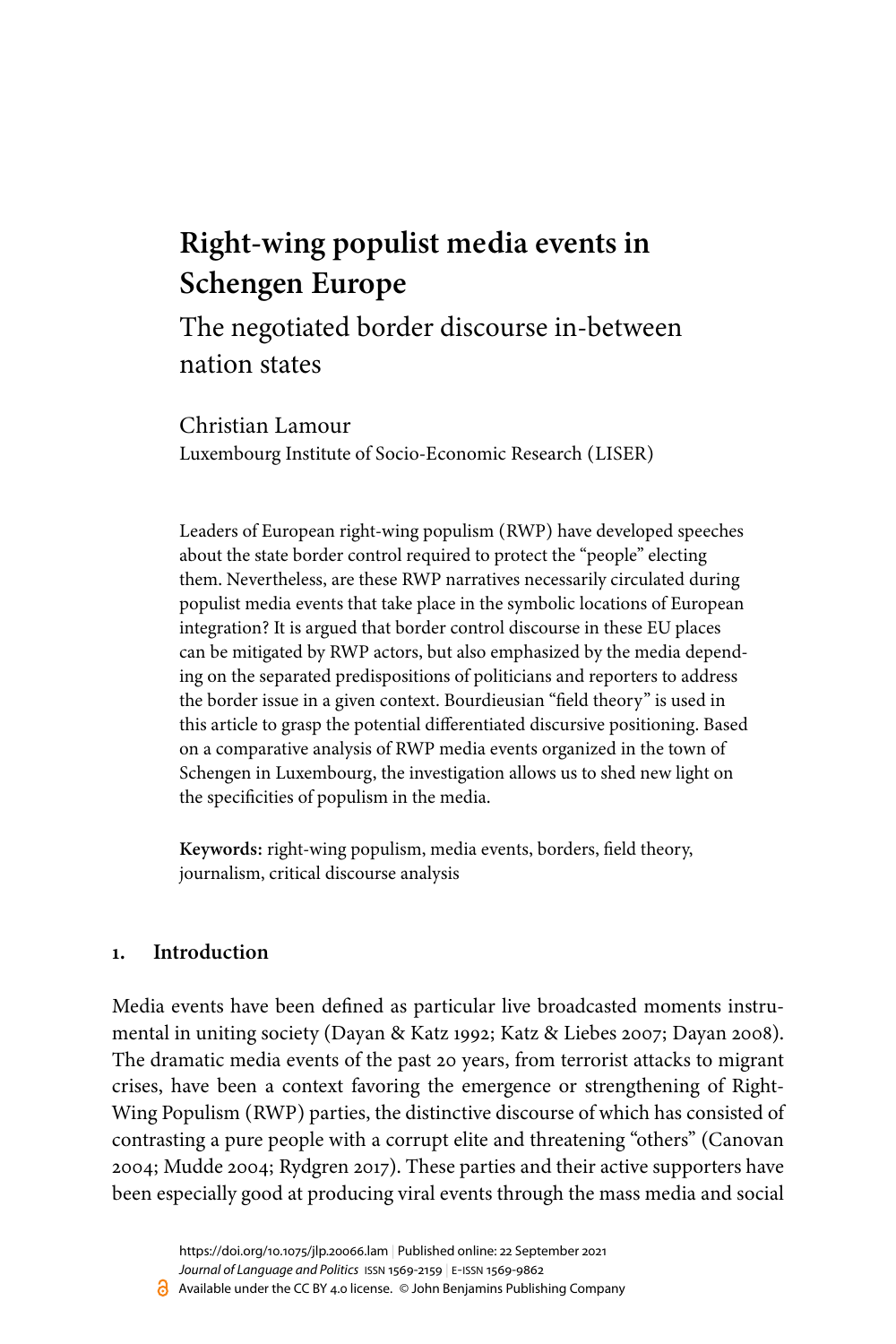# Right-wing populist media events in Schengen Europe

## The negotiated border discourse in-between nation states

Christian Lamour
Luxembourg Institute of Socio-Economic Research (LISER)

Leaders of European right-wing populism (RWP) have developed speeches about the state border control required to protect the "people" electing them. Nevertheless, are these RWP narratives necessarily circulated during populist media events that take place in the symbolic locations of European integration? It is argued that border control discourse in these EU places can be mitigated by RWP actors, but also emphasized by the media depending on the separated predispositions of politicians and reporters to address the border issue in a given context. Bourdieusian "field theory" is used in this article to grasp the potential differentiated discursive positioning. Based on a comparative analysis of RWP media events organized in the town of Schengen in Luxembourg, the investigation allows us to shed new light on the specificities of populism in the media.

**Keywords:** right-wing populism, media events, borders, field theory, journalism, critical discourse analysis

## 1. Introduction

Media events have been defined as particular live broadcasted moments instrumental in uniting society (Dayan & Katz 1992; Katz & Liebes 2007; Dayan 2008). The dramatic media events of the past 20 years, from terrorist attacks to migrant crises, have been a context favoring the emergence or strengthening of Right-Wing Populism (RWP) parties, the distinctive discourse of which has consisted of contrasting a pure people with a corrupt elite and threatening "others" (Canovan 2004; Mudde 2004; Rydgren 2017). These parties and their active supporters have been especially good at producing viral events through the mass media and social

https://doi.org/10.1075/jlp.20066.lam | Published online: 22 September 2021
*Journal of Language and Politics* ISSN 1569-2159 | E-ISSN 1569-9862
Available under the CC BY 4.0 license. © John Benjamins Publishing Company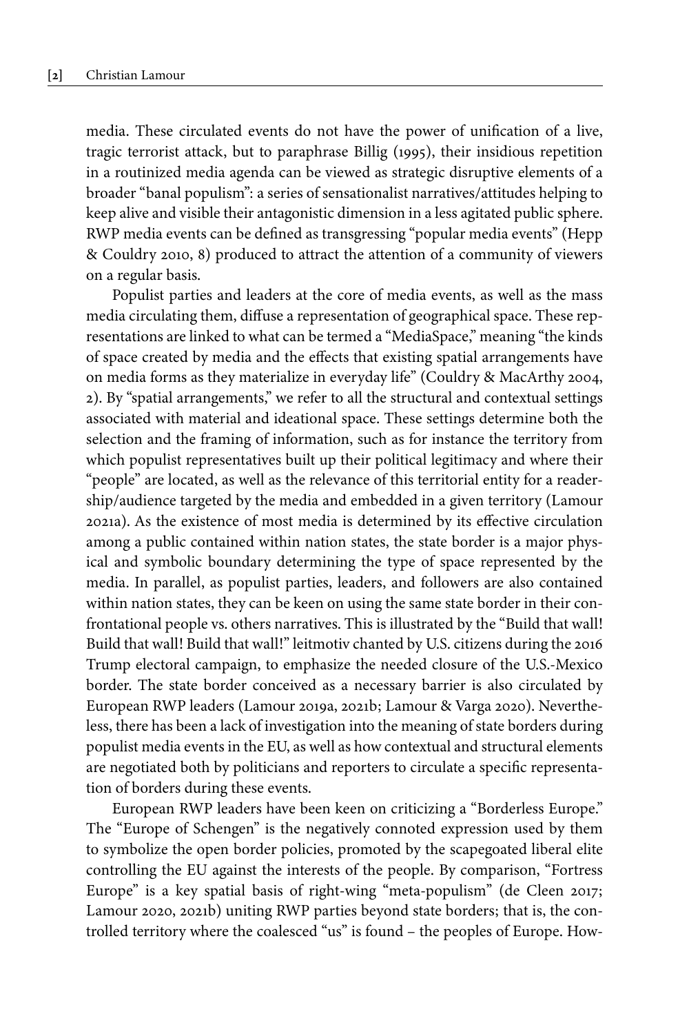media. These circulated events do not have the power of unification of a live, tragic terrorist attack, but to paraphrase Billig (1995), their insidious repetition in a routinized media agenda can be viewed as strategic disruptive elements of a broader "banal populism": a series of sensationalist narratives/attitudes helping to keep alive and visible their antagonistic dimension in a less agitated public sphere. RWP media events can be defined as transgressing "popular media events" (Hepp & Couldry 2010, 8) produced to attract the attention of a community of viewers on a regular basis.

Populist parties and leaders at the core of media events, as well as the mass media circulating them, diffuse a representation of geographical space. These representations are linked to what can be termed a "MediaSpace," meaning "the kinds of space created by media and the effects that existing spatial arrangements have on media forms as they materialize in everyday life" (Couldry & MacArthy 2004, 2). By "spatial arrangements," we refer to all the structural and contextual settings associated with material and ideational space. These settings determine both the selection and the framing of information, such as for instance the territory from which populist representatives built up their political legitimacy and where their "people" are located, as well as the relevance of this territorial entity for a readership/audience targeted by the media and embedded in a given territory (Lamour 2021a). As the existence of most media is determined by its effective circulation among a public contained within nation states, the state border is a major physical and symbolic boundary determining the type of space represented by the media. In parallel, as populist parties, leaders, and followers are also contained within nation states, they can be keen on using the same state border in their confrontational people vs. others narratives. This is illustrated by the "Build that wall! Build that wall! Build that wall!" leitmotiv chanted by U.S. citizens during the 2016 Trump electoral campaign, to emphasize the needed closure of the U.S.-Mexico border. The state border conceived as a necessary barrier is also circulated by European RWP leaders (Lamour 2019a, 2021b; Lamour & Varga 2020). Nevertheless, there has been a lack of investigation into the meaning of state borders during populist media events in the EU, as well as how contextual and structural elements are negotiated both by politicians and reporters to circulate a specific representation of borders during these events.

European RWP leaders have been keen on criticizing a "Borderless Europe." The "Europe of Schengen" is the negatively connoted expression used by them to symbolize the open border policies, promoted by the scapegoated liberal elite controlling the EU against the interests of the people. By comparison, "Fortress Europe" is a key spatial basis of right-wing "meta-populism" (de Cleen 2017; Lamour 2020, 2021b) uniting RWP parties beyond state borders; that is, the controlled territory where the coalesced "us" is found – the peoples of Europe. How-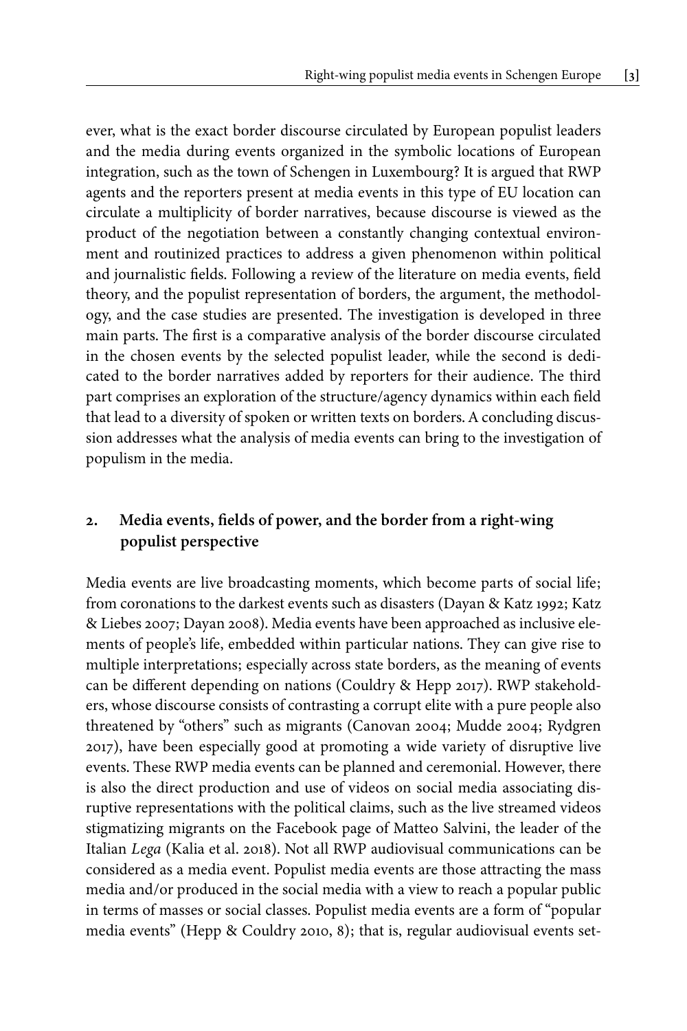ever, what is the exact border discourse circulated by European populist leaders and the media during events organized in the symbolic locations of European integration, such as the town of Schengen in Luxembourg? It is argued that RWP agents and the reporters present at media events in this type of EU location can circulate a multiplicity of border narratives, because discourse is viewed as the product of the negotiation between a constantly changing contextual environment and routinized practices to address a given phenomenon within political and journalistic fields. Following a review of the literature on media events, field theory, and the populist representation of borders, the argument, the methodology, and the case studies are presented. The investigation is developed in three main parts. The first is a comparative analysis of the border discourse circulated in the chosen events by the selected populist leader, while the second is dedicated to the border narratives added by reporters for their audience. The third part comprises an exploration of the structure/agency dynamics within each field that lead to a diversity of spoken or written texts on borders. A concluding discussion addresses what the analysis of media events can bring to the investigation of populism in the media.

## 2. Media events, fields of power, and the border from a right-wing populist perspective

Media events are live broadcasting moments, which become parts of social life; from coronations to the darkest events such as disasters (Dayan & Katz 1992; Katz & Liebes 2007; Dayan 2008). Media events have been approached as inclusive elements of people's life, embedded within particular nations. They can give rise to multiple interpretations; especially across state borders, as the meaning of events can be different depending on nations (Couldry & Hepp 2017). RWP stakeholders, whose discourse consists of contrasting a corrupt elite with a pure people also threatened by "others" such as migrants (Canovan 2004; Mudde 2004; Rydgren 2017), have been especially good at promoting a wide variety of disruptive live events. These RWP media events can be planned and ceremonial. However, there is also the direct production and use of videos on social media associating disruptive representations with the political claims, such as the live streamed videos stigmatizing migrants on the Facebook page of Matteo Salvini, the leader of the Italian *Lega* (Kalia et al. 2018). Not all RWP audiovisual communications can be considered as a media event. Populist media events are those attracting the mass media and/or produced in the social media with a view to reach a popular public in terms of masses or social classes. Populist media events are a form of "popular media events" (Hepp & Couldry 2010, 8); that is, regular audiovisual events set-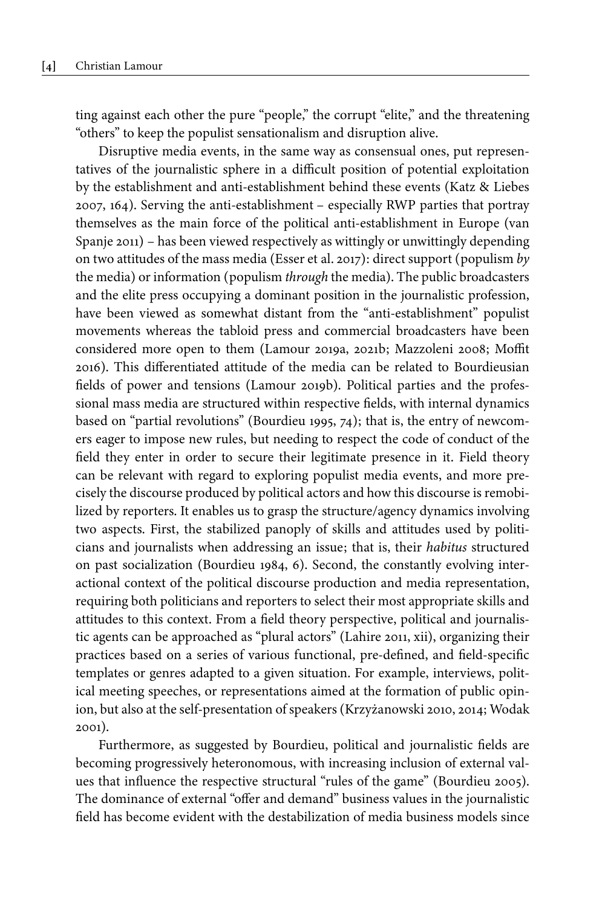ting against each other the pure "people," the corrupt "elite," and the threatening "others" to keep the populist sensationalism and disruption alive.

Disruptive media events, in the same way as consensual ones, put representatives of the journalistic sphere in a difficult position of potential exploitation by the establishment and anti-establishment behind these events (Katz & Liebes 2007, 164). Serving the anti-establishment – especially RWP parties that portray themselves as the main force of the political anti-establishment in Europe (van Spanje 2011) – has been viewed respectively as wittingly or unwittingly depending on two attitudes of the mass media (Esser et al. 2017): direct support (populism *by* the media) or information (populism *through* the media). The public broadcasters and the elite press occupying a dominant position in the journalistic profession, have been viewed as somewhat distant from the "anti-establishment" populist movements whereas the tabloid press and commercial broadcasters have been considered more open to them (Lamour 2019a, 2021b; Mazzoleni 2008; Moffit 2016). This differentiated attitude of the media can be related to Bourdieusian fields of power and tensions (Lamour 2019b). Political parties and the professional mass media are structured within respective fields, with internal dynamics based on "partial revolutions" (Bourdieu 1995, 74); that is, the entry of newcomers eager to impose new rules, but needing to respect the code of conduct of the field they enter in order to secure their legitimate presence in it. Field theory can be relevant with regard to exploring populist media events, and more precisely the discourse produced by political actors and how this discourse is remobilized by reporters. It enables us to grasp the structure/agency dynamics involving two aspects. First, the stabilized panoply of skills and attitudes used by politicians and journalists when addressing an issue; that is, their *habitus* structured on past socialization (Bourdieu 1984, 6). Second, the constantly evolving interactional context of the political discourse production and media representation, requiring both politicians and reporters to select their most appropriate skills and attitudes to this context. From a field theory perspective, political and journalistic agents can be approached as "plural actors" (Lahire 2011, xii), organizing their practices based on a series of various functional, pre-defined, and field-specific templates or genres adapted to a given situation. For example, interviews, political meeting speeches, or representations aimed at the formation of public opinion, but also at the self-presentation of speakers (Krzyżanowski 2010, 2014; Wodak 2001).

Furthermore, as suggested by Bourdieu, political and journalistic fields are becoming progressively heteronomous, with increasing inclusion of external values that influence the respective structural "rules of the game" (Bourdieu 2005). The dominance of external "offer and demand" business values in the journalistic field has become evident with the destabilization of media business models since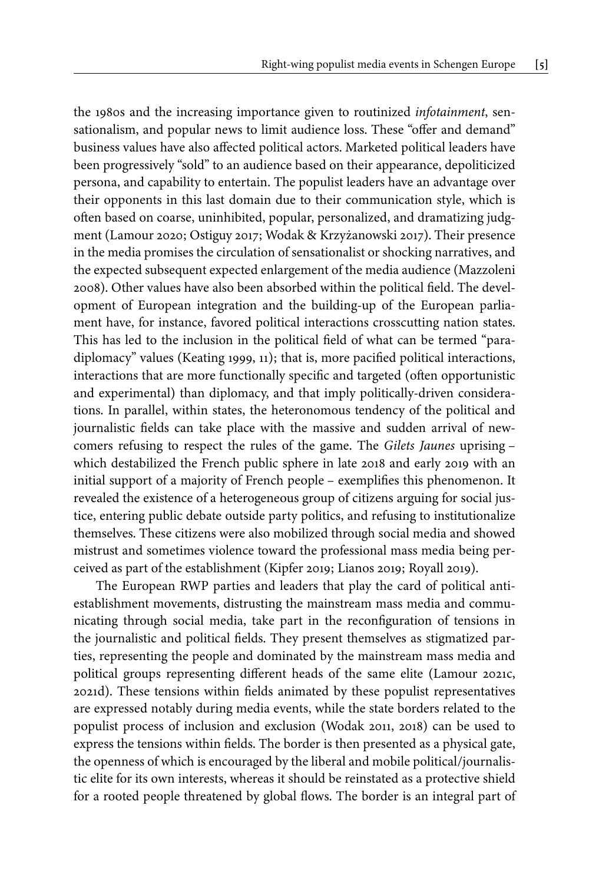the 1980s and the increasing importance given to routinized *infotainment*, sensationalism, and popular news to limit audience loss. These "offer and demand" business values have also affected political actors. Marketed political leaders have been progressively "sold" to an audience based on their appearance, depoliticized persona, and capability to entertain. The populist leaders have an advantage over their opponents in this last domain due to their communication style, which is often based on coarse, uninhibited, popular, personalized, and dramatizing judgment (Lamour 2020; Ostiguy 2017; Wodak & Krzyżanowski 2017). Their presence in the media promises the circulation of sensationalist or shocking narratives, and the expected subsequent expected enlargement of the media audience (Mazzoleni 2008). Other values have also been absorbed within the political field. The development of European integration and the building-up of the European parliament have, for instance, favored political interactions crosscutting nation states. This has led to the inclusion in the political field of what can be termed "paradiplomacy" values (Keating 1999, 11); that is, more pacified political interactions, interactions that are more functionally specific and targeted (often opportunistic and experimental) than diplomacy, and that imply politically-driven considerations. In parallel, within states, the heteronomous tendency of the political and journalistic fields can take place with the massive and sudden arrival of newcomers refusing to respect the rules of the game. The *Gilets Jaunes* uprising – which destabilized the French public sphere in late 2018 and early 2019 with an initial support of a majority of French people – exemplifies this phenomenon. It revealed the existence of a heterogeneous group of citizens arguing for social justice, entering public debate outside party politics, and refusing to institutionalize themselves. These citizens were also mobilized through social media and showed mistrust and sometimes violence toward the professional mass media being perceived as part of the establishment (Kipfer 2019; Lianos 2019; Royall 2019).

The European RWP parties and leaders that play the card of political anti-establishment movements, distrusting the mainstream mass media and communicating through social media, take part in the reconfiguration of tensions in the journalistic and political fields. They present themselves as stigmatized parties, representing the people and dominated by the mainstream mass media and political groups representing different heads of the same elite (Lamour 2021c, 2021d). These tensions within fields animated by these populist representatives are expressed notably during media events, while the state borders related to the populist process of inclusion and exclusion (Wodak 2011, 2018) can be used to express the tensions within fields. The border is then presented as a physical gate, the openness of which is encouraged by the liberal and mobile political/journalistic elite for its own interests, whereas it should be reinstated as a protective shield for a rooted people threatened by global flows. The border is an integral part of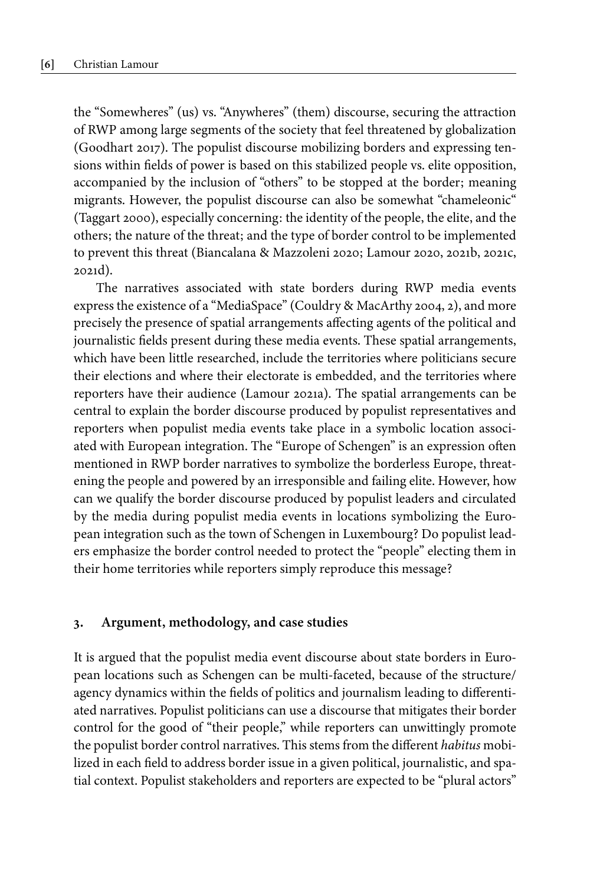the "Somewheres" (us) vs. "Anywheres" (them) discourse, securing the attraction of RWP among large segments of the society that feel threatened by globalization (Goodhart 2017). The populist discourse mobilizing borders and expressing tensions within fields of power is based on this stabilized people vs. elite opposition, accompanied by the inclusion of "others" to be stopped at the border; meaning migrants. However, the populist discourse can also be somewhat "chameleonic" (Taggart 2000), especially concerning: the identity of the people, the elite, and the others; the nature of the threat; and the type of border control to be implemented to prevent this threat (Biancalana & Mazzoleni 2020; Lamour 2020, 2021b, 2021c, 2021d).

The narratives associated with state borders during RWP media events express the existence of a "MediaSpace" (Couldry & MacArthy 2004, 2), and more precisely the presence of spatial arrangements affecting agents of the political and journalistic fields present during these media events. These spatial arrangements, which have been little researched, include the territories where politicians secure their elections and where their electorate is embedded, and the territories where reporters have their audience (Lamour 2021a). The spatial arrangements can be central to explain the border discourse produced by populist representatives and reporters when populist media events take place in a symbolic location associated with European integration. The "Europe of Schengen" is an expression often mentioned in RWP border narratives to symbolize the borderless Europe, threatening the people and powered by an irresponsible and failing elite. However, how can we qualify the border discourse produced by populist leaders and circulated by the media during populist media events in locations symbolizing the European integration such as the town of Schengen in Luxembourg? Do populist leaders emphasize the border control needed to protect the "people" electing them in their home territories while reporters simply reproduce this message?

## 3. Argument, methodology, and case studies

It is argued that the populist media event discourse about state borders in European locations such as Schengen can be multi-faceted, because of the structure/agency dynamics within the fields of politics and journalism leading to differentiated narratives. Populist politicians can use a discourse that mitigates their border control for the good of "their people," while reporters can unwittingly promote the populist border control narratives. This stems from the different *habitus* mobilized in each field to address border issue in a given political, journalistic, and spatial context. Populist stakeholders and reporters are expected to be "plural actors"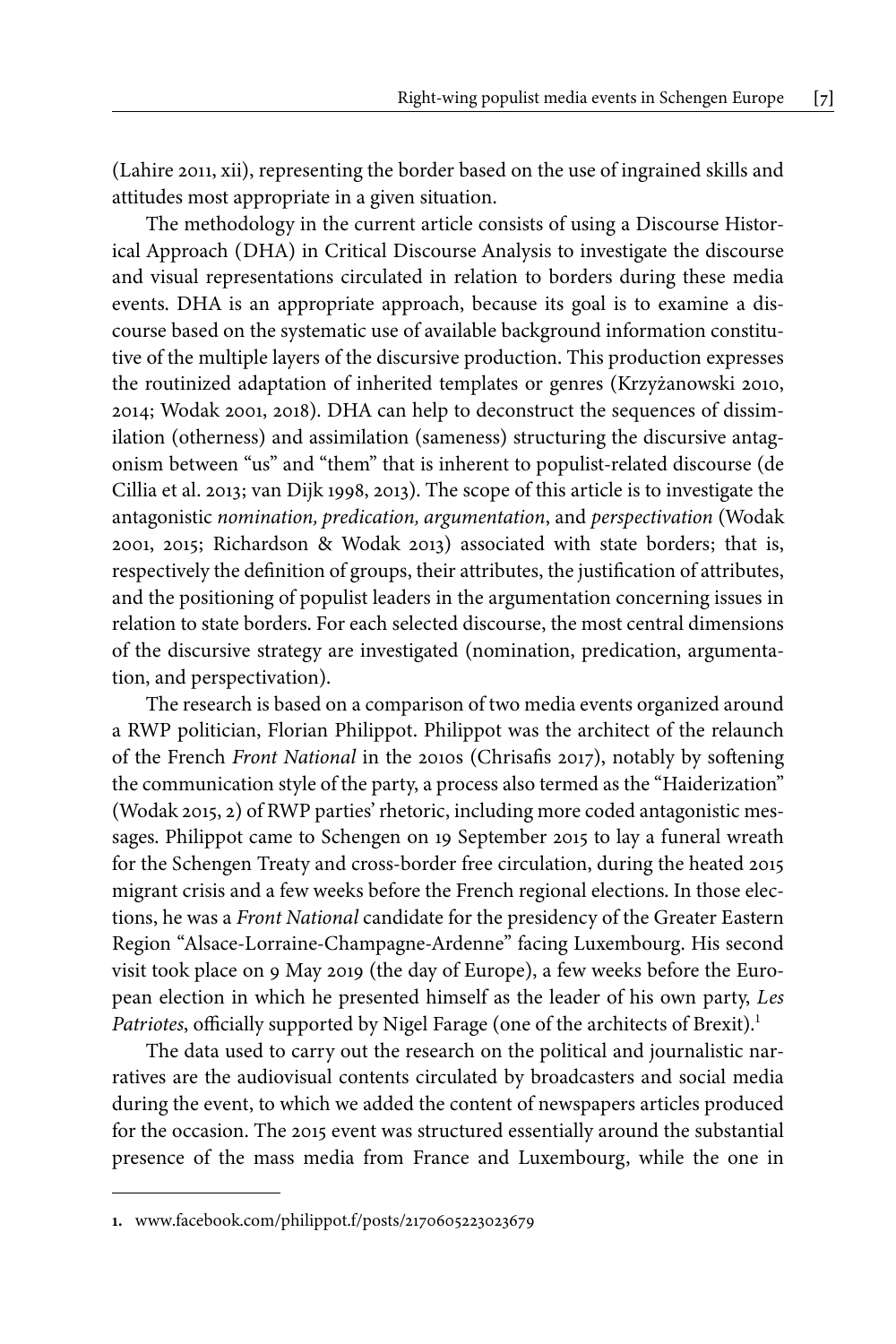(Lahire 2011, xii), representing the border based on the use of ingrained skills and attitudes most appropriate in a given situation.

The methodology in the current article consists of using a Discourse Historical Approach (DHA) in Critical Discourse Analysis to investigate the discourse and visual representations circulated in relation to borders during these media events. DHA is an appropriate approach, because its goal is to examine a discourse based on the systematic use of available background information constitutive of the multiple layers of the discursive production. This production expresses the routinized adaptation of inherited templates or genres (Krzyżanowski 2010, 2014; Wodak 2001, 2018). DHA can help to deconstruct the sequences of dissimilation (otherness) and assimilation (sameness) structuring the discursive antagonism between "us" and "them" that is inherent to populist-related discourse (de Cillia et al. 2013; van Dijk 1998, 2013). The scope of this article is to investigate the antagonistic *nomination, predication, argumentation*, and *perspectivation* (Wodak 2001, 2015; Richardson & Wodak 2013) associated with state borders; that is, respectively the definition of groups, their attributes, the justification of attributes, and the positioning of populist leaders in the argumentation concerning issues in relation to state borders. For each selected discourse, the most central dimensions of the discursive strategy are investigated (nomination, predication, argumentation, and perspectivation).

The research is based on a comparison of two media events organized around a RWP politician, Florian Philippot. Philippot was the architect of the relaunch of the French *Front National* in the 2010s (Chrisafis 2017), notably by softening the communication style of the party, a process also termed as the "Haiderization" (Wodak 2015, 2) of RWP parties' rhetoric, including more coded antagonistic messages. Philippot came to Schengen on 19 September 2015 to lay a funeral wreath for the Schengen Treaty and cross-border free circulation, during the heated 2015 migrant crisis and a few weeks before the French regional elections. In those elections, he was a *Front National* candidate for the presidency of the Greater Eastern Region "Alsace-Lorraine-Champagne-Ardenne" facing Luxembourg. His second visit took place on 9 May 2019 (the day of Europe), a few weeks before the European election in which he presented himself as the leader of his own party, *Les Patriotes*, officially supported by Nigel Farage (one of the architects of Brexit).[1]

The data used to carry out the research on the political and journalistic narratives are the audiovisual contents circulated by broadcasters and social media during the event, to which we added the content of newspapers articles produced for the occasion. The 2015 event was structured essentially around the substantial presence of the mass media from France and Luxembourg, while the one in

---

1. www.facebook.com/philippot.f/posts/2170605223023679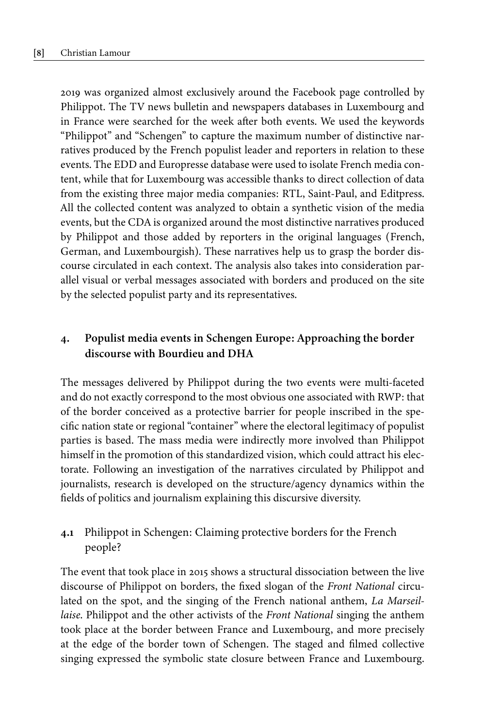2019 was organized almost exclusively around the Facebook page controlled by Philippot. The TV news bulletin and newspapers databases in Luxembourg and in France were searched for the week after both events. We used the keywords "Philippot" and "Schengen" to capture the maximum number of distinctive narratives produced by the French populist leader and reporters in relation to these events. The EDD and Europresse database were used to isolate French media content, while that for Luxembourg was accessible thanks to direct collection of data from the existing three major media companies: RTL, Saint-Paul, and Editpress. All the collected content was analyzed to obtain a synthetic vision of the media events, but the CDA is organized around the most distinctive narratives produced by Philippot and those added by reporters in the original languages (French, German, and Luxembourgish). These narratives help us to grasp the border discourse circulated in each context. The analysis also takes into consideration parallel visual or verbal messages associated with borders and produced on the site by the selected populist party and its representatives.

## 4. Populist media events in Schengen Europe: Approaching the border discourse with Bourdieu and DHA

The messages delivered by Philippot during the two events were multi-faceted and do not exactly correspond to the most obvious one associated with RWP: that of the border conceived as a protective barrier for people inscribed in the specific nation state or regional "container" where the electoral legitimacy of populist parties is based. The mass media were indirectly more involved than Philippot himself in the promotion of this standardized vision, which could attract his electorate. Following an investigation of the narratives circulated by Philippot and journalists, research is developed on the structure/agency dynamics within the fields of politics and journalism explaining this discursive diversity.

### 4.1 Philippot in Schengen: Claiming protective borders for the French people?

The event that took place in 2015 shows a structural dissociation between the live discourse of Philippot on borders, the fixed slogan of the *Front National* circulated on the spot, and the singing of the French national anthem, *La Marseillaise*. Philippot and the other activists of the *Front National* singing the anthem took place at the border between France and Luxembourg, and more precisely at the edge of the border town of Schengen. The staged and filmed collective singing expressed the symbolic state closure between France and Luxembourg.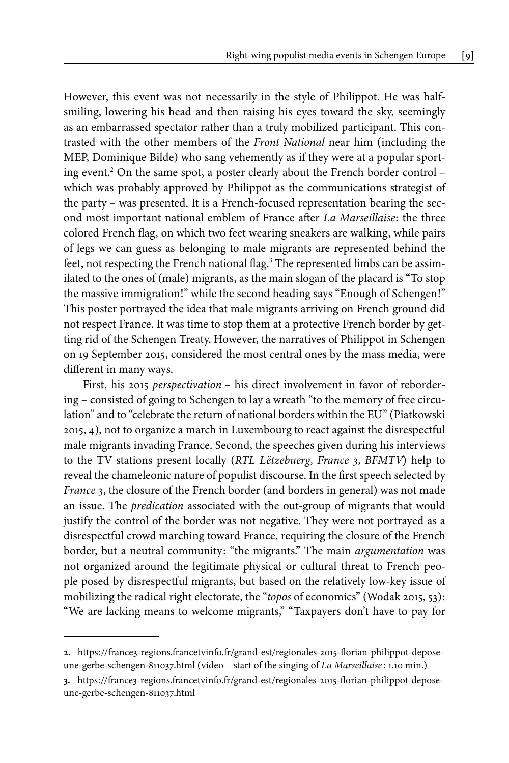However, this event was not necessarily in the style of Philippot. He was half-smiling, lowering his head and then raising his eyes toward the sky, seemingly as an embarrassed spectator rather than a truly mobilized participant. This contrasted with the other members of the *Front National* near him (including the MEP, Dominique Bilde) who sang vehemently as if they were at a popular sporting event.[2] On the same spot, a poster clearly about the French border control – which was probably approved by Philippot as the communications strategist of the party – was presented. It is a French-focused representation bearing the second most important national emblem of France after *La Marseillaise*: the three colored French flag, on which two feet wearing sneakers are walking, while pairs of legs we can guess as belonging to male migrants are represented behind the feet, not respecting the French national flag.[3] The represented limbs can be assimilated to the ones of (male) migrants, as the main slogan of the placard is "To stop the massive immigration!" while the second heading says "Enough of Schengen!" This poster portrayed the idea that male migrants arriving on French ground did not respect France. It was time to stop them at a protective French border by getting rid of the Schengen Treaty. However, the narratives of Philippot in Schengen on 19 September 2015, considered the most central ones by the mass media, were different in many ways.

First, his 2015 *perspectivation* – his direct involvement in favor of rebordering – consisted of going to Schengen to lay a wreath "to the memory of free circulation" and to "celebrate the return of national borders within the EU" (Piatkowski 2015, 4), not to organize a march in Luxembourg to react against the disrespectful male migrants invading France. Second, the speeches given during his interviews to the TV stations present locally (*RTL Lëtzebuerg, France 3, BFMTV*) help to reveal the chameleonic nature of populist discourse. In the first speech selected by *France* 3, the closure of the French border (and borders in general) was not made an issue. The *predication* associated with the out-group of migrants that would justify the control of the border was not negative. They were not portrayed as a disrespectful crowd marching toward France, requiring the closure of the French border, but a neutral community: "the migrants." The main *argumentation* was not organized around the legitimate physical or cultural threat to French people posed by disrespectful migrants, but based on the relatively low-key issue of mobilizing the radical right electorate, the "*topos* of economics" (Wodak 2015, 53): "We are lacking means to welcome migrants," "Taxpayers don't have to pay for

---

**2.** https://france3-regions.francetvinfo.fr/grand-est/regionales-2015-florian-philippot-depose-une-gerbe-schengen-811037.html (video – start of the singing of *La Marseillaise* : 1.10 min.)

**3.** https://france3-regions.francetvinfo.fr/grand-est/regionales-2015-florian-philippot-depose-une-gerbe-schengen-811037.html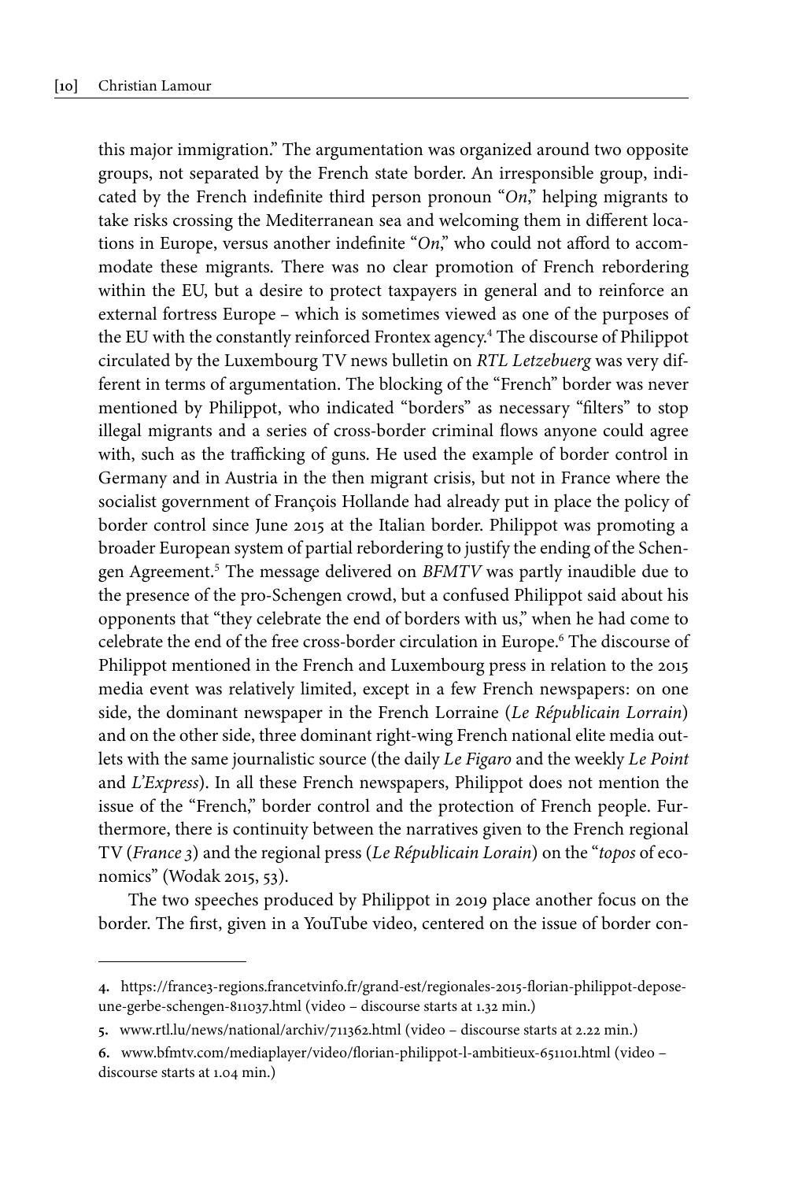this major immigration." The argumentation was organized around two opposite groups, not separated by the French state border. An irresponsible group, indicated by the French indefinite third person pronoun "*On*," helping migrants to take risks crossing the Mediterranean sea and welcoming them in different locations in Europe, versus another indefinite "*On*," who could not afford to accommodate these migrants. There was no clear promotion of French rebordering within the EU, but a desire to protect taxpayers in general and to reinforce an external fortress Europe – which is sometimes viewed as one of the purposes of the EU with the constantly reinforced Frontex agency.[4] The discourse of Philippot circulated by the Luxembourg TV news bulletin on *RTL Letzebuerg* was very different in terms of argumentation. The blocking of the "French" border was never mentioned by Philippot, who indicated "borders" as necessary "filters" to stop illegal migrants and a series of cross-border criminal flows anyone could agree with, such as the trafficking of guns. He used the example of border control in Germany and in Austria in the then migrant crisis, but not in France where the socialist government of François Hollande had already put in place the policy of border control since June 2015 at the Italian border. Philippot was promoting a broader European system of partial rebordering to justify the ending of the Schengen Agreement.[5] The message delivered on *BFMTV* was partly inaudible due to the presence of the pro-Schengen crowd, but a confused Philippot said about his opponents that "they celebrate the end of borders with us," when he had come to celebrate the end of the free cross-border circulation in Europe.[6] The discourse of Philippot mentioned in the French and Luxembourg press in relation to the 2015 media event was relatively limited, except in a few French newspapers: on one side, the dominant newspaper in the French Lorraine (*Le Républicain Lorrain*) and on the other side, three dominant right-wing French national elite media outlets with the same journalistic source (the daily *Le Figaro* and the weekly *Le Point* and *L'Express*). In all these French newspapers, Philippot does not mention the issue of the "French," border control and the protection of French people. Furthermore, there is continuity between the narratives given to the French regional TV (*France 3*) and the regional press (*Le Républicain Lorain*) on the "*topos* of economics" (Wodak 2015, 53).

The two speeches produced by Philippot in 2019 place another focus on the border. The first, given in a YouTube video, centered on the issue of border con-

---

4. https://france3-regions.francetvinfo.fr/grand-est/regionales-2015-florian-philippot-depose-une-gerbe-schengen-811037.html (video – discourse starts at 1.32 min.)

5. www.rtl.lu/news/national/archiv/711362.html (video – discourse starts at 2.22 min.)

6. www.bfmtv.com/mediaplayer/video/florian-philippot-l-ambitieux-651101.html (video – discourse starts at 1.04 min.)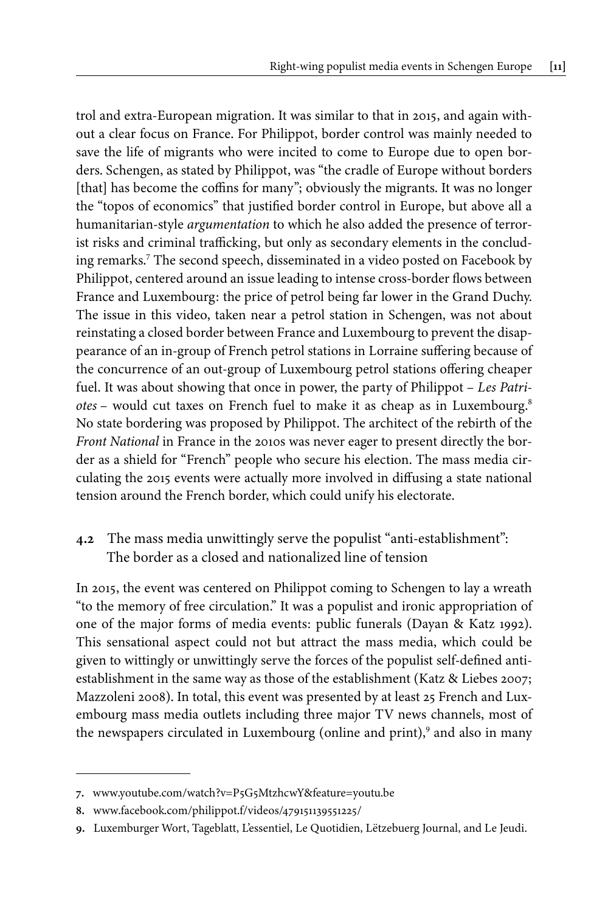trol and extra-European migration. It was similar to that in 2015, and again without a clear focus on France. For Philippot, border control was mainly needed to save the life of migrants who were incited to come to Europe due to open borders. Schengen, as stated by Philippot, was "the cradle of Europe without borders [that] has become the coffins for many"; obviously the migrants. It was no longer the "topos of economics" that justified border control in Europe, but above all a humanitarian-style *argumentation* to which he also added the presence of terrorist risks and criminal trafficking, but only as secondary elements in the concluding remarks.[7] The second speech, disseminated in a video posted on Facebook by Philippot, centered around an issue leading to intense cross-border flows between France and Luxembourg: the price of petrol being far lower in the Grand Duchy. The issue in this video, taken near a petrol station in Schengen, was not about reinstating a closed border between France and Luxembourg to prevent the disappearance of an in-group of French petrol stations in Lorraine suffering because of the concurrence of an out-group of Luxembourg petrol stations offering cheaper fuel. It was about showing that once in power, the party of Philippot – *Les Patriotes* – would cut taxes on French fuel to make it as cheap as in Luxembourg.[8] No state bordering was proposed by Philippot. The architect of the rebirth of the *Front National* in France in the 2010s was never eager to present directly the border as a shield for "French" people who secure his election. The mass media circulating the 2015 events were actually more involved in diffusing a state national tension around the French border, which could unify his electorate.

### 4.2 The mass media unwittingly serve the populist "anti-establishment": The border as a closed and nationalized line of tension

In 2015, the event was centered on Philippot coming to Schengen to lay a wreath "to the memory of free circulation." It was a populist and ironic appropriation of one of the major forms of media events: public funerals (Dayan & Katz 1992). This sensational aspect could not but attract the mass media, which could be given to wittingly or unwittingly serve the forces of the populist self-defined anti-establishment in the same way as those of the establishment (Katz & Liebes 2007; Mazzoleni 2008). In total, this event was presented by at least 25 French and Luxembourg mass media outlets including three major TV news channels, most of the newspapers circulated in Luxembourg (online and print),[9] and also in many

---

7. www.youtube.com/watch?v=P5G5MtzhcwY&feature=youtu.be

8. www.facebook.com/philippot.f/videos/479151139551225/

9. Luxemburger Wort, Tageblatt, L'essentiel, Le Quotidien, Lëtzebuerg Journal, and Le Jeudi.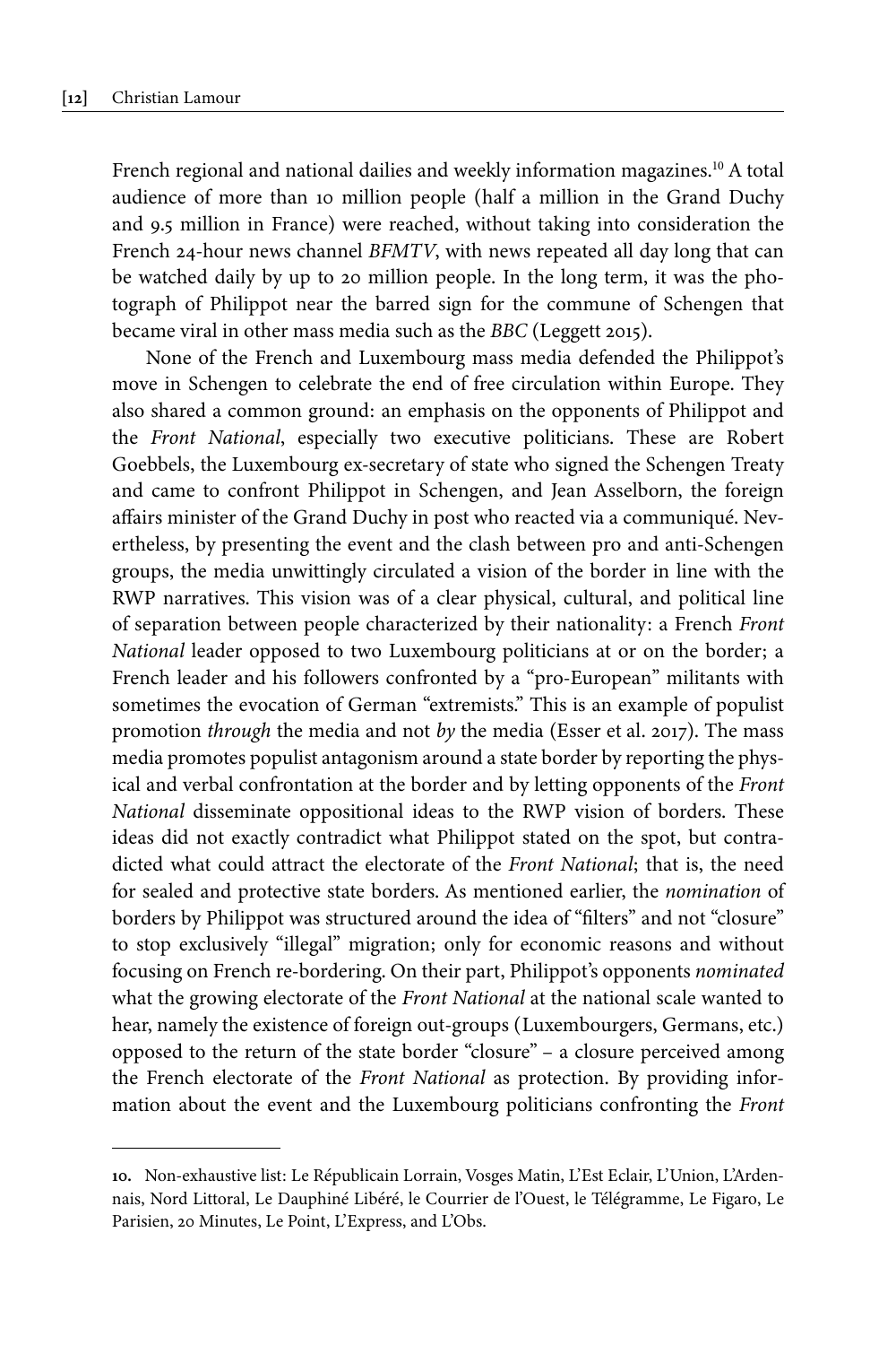French regional and national dailies and weekly information magazines.[10] A total audience of more than 10 million people (half a million in the Grand Duchy and 9.5 million in France) were reached, without taking into consideration the French 24-hour news channel *BFMTV*, with news repeated all day long that can be watched daily by up to 20 million people. In the long term, it was the photograph of Philippot near the barred sign for the commune of Schengen that became viral in other mass media such as the *BBC* (Leggett 2015).

None of the French and Luxembourg mass media defended the Philippot's move in Schengen to celebrate the end of free circulation within Europe. They also shared a common ground: an emphasis on the opponents of Philippot and the *Front National*, especially two executive politicians. These are Robert Goebbels, the Luxembourg ex-secretary of state who signed the Schengen Treaty and came to confront Philippot in Schengen, and Jean Asselborn, the foreign affairs minister of the Grand Duchy in post who reacted via a communiqué. Nevertheless, by presenting the event and the clash between pro and anti-Schengen groups, the media unwittingly circulated a vision of the border in line with the RWP narratives. This vision was of a clear physical, cultural, and political line of separation between people characterized by their nationality: a French *Front National* leader opposed to two Luxembourg politicians at or on the border; a French leader and his followers confronted by a "pro-European" militants with sometimes the evocation of German "extremists." This is an example of populist promotion *through* the media and not *by* the media (Esser et al. 2017). The mass media promotes populist antagonism around a state border by reporting the physical and verbal confrontation at the border and by letting opponents of the *Front National* disseminate oppositional ideas to the RWP vision of borders. These ideas did not exactly contradict what Philippot stated on the spot, but contradicted what could attract the electorate of the *Front National*; that is, the need for sealed and protective state borders. As mentioned earlier, the *nomination* of borders by Philippot was structured around the idea of "filters" and not "closure" to stop exclusively "illegal" migration; only for economic reasons and without focusing on French re-bordering. On their part, Philippot's opponents *nominated* what the growing electorate of the *Front National* at the national scale wanted to hear, namely the existence of foreign out-groups (Luxembourgers, Germans, etc.) opposed to the return of the state border "closure" – a closure perceived among the French electorate of the *Front National* as protection. By providing information about the event and the Luxembourg politicians confronting the *Front*

---

**10.** Non-exhaustive list: Le Républicain Lorrain, Vosges Matin, L'Est Eclair, L'Union, L'Ardennais, Nord Littoral, Le Dauphiné Libéré, le Courrier de l'Ouest, le Télégramme, Le Figaro, Le Parisien, 20 Minutes, Le Point, L'Express, and L'Obs.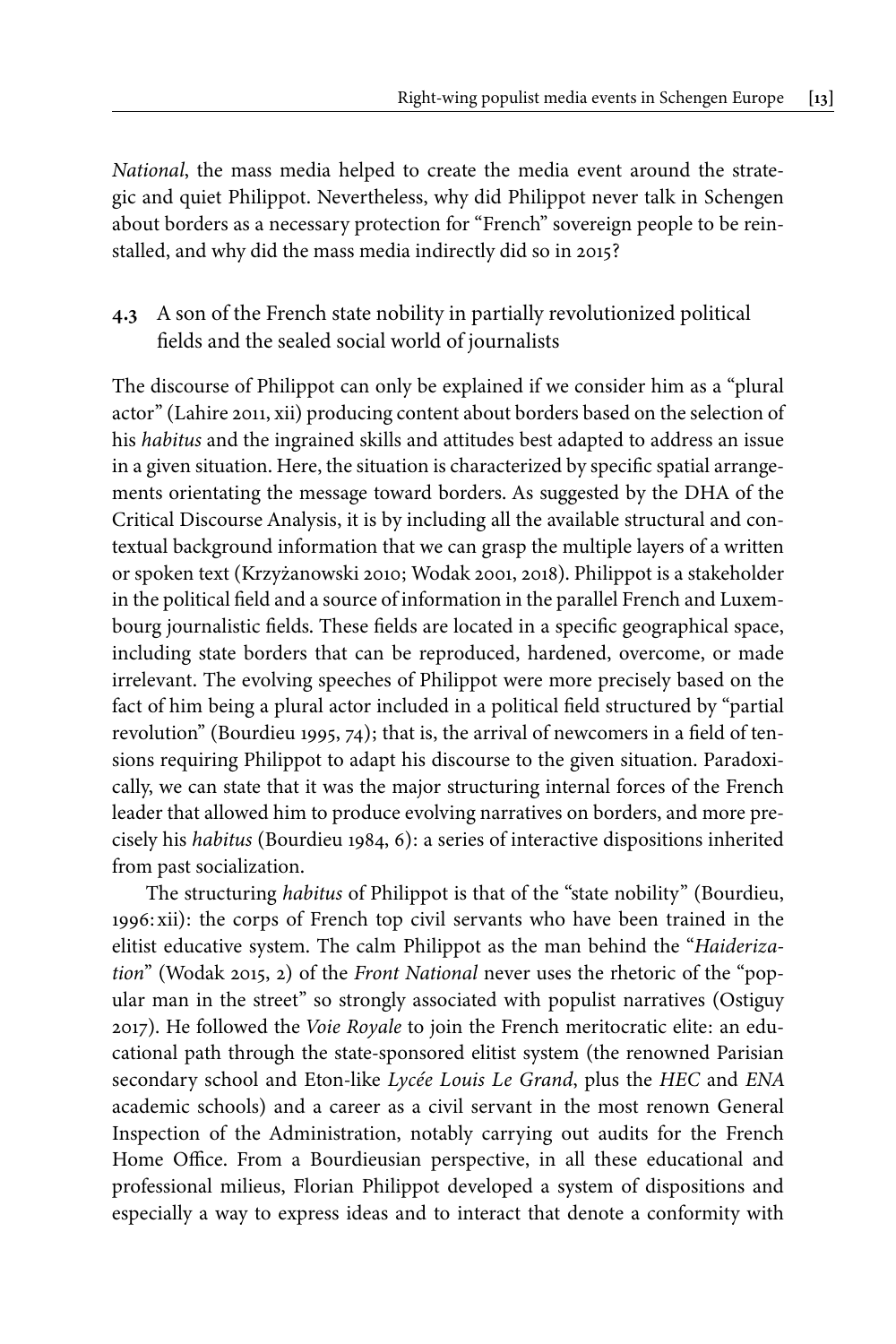*National*, the mass media helped to create the media event around the strategic and quiet Philippot. Nevertheless, why did Philippot never talk in Schengen about borders as a necessary protection for "French" sovereign people to be reinstalled, and why did the mass media indirectly did so in 2015?

### 4.3 A son of the French state nobility in partially revolutionized political fields and the sealed social world of journalists

The discourse of Philippot can only be explained if we consider him as a "plural actor" (Lahire 2011, xii) producing content about borders based on the selection of his *habitus* and the ingrained skills and attitudes best adapted to address an issue in a given situation. Here, the situation is characterized by specific spatial arrangements orientating the message toward borders. As suggested by the DHA of the Critical Discourse Analysis, it is by including all the available structural and contextual background information that we can grasp the multiple layers of a written or spoken text (Krzyżanowski 2010; Wodak 2001, 2018). Philippot is a stakeholder in the political field and a source of information in the parallel French and Luxembourg journalistic fields. These fields are located in a specific geographical space, including state borders that can be reproduced, hardened, overcome, or made irrelevant. The evolving speeches of Philippot were more precisely based on the fact of him being a plural actor included in a political field structured by "partial revolution" (Bourdieu 1995, 74); that is, the arrival of newcomers in a field of tensions requiring Philippot to adapt his discourse to the given situation. Paradoxically, we can state that it was the major structuring internal forces of the French leader that allowed him to produce evolving narratives on borders, and more precisely his *habitus* (Bourdieu 1984, 6): a series of interactive dispositions inherited from past socialization.

The structuring *habitus* of Philippot is that of the "state nobility" (Bourdieu, 1996: xii): the corps of French top civil servants who have been trained in the elitist educative system. The calm Philippot as the man behind the "*Haiderization*" (Wodak 2015, 2) of the *Front National* never uses the rhetoric of the "popular man in the street" so strongly associated with populist narratives (Ostiguy 2017). He followed the *Voie Royale* to join the French meritocratic elite: an educational path through the state-sponsored elitist system (the renowned Parisian secondary school and Eton-like *Lycée Louis Le Grand*, plus the *HEC* and *ENA* academic schools) and a career as a civil servant in the most renown General Inspection of the Administration, notably carrying out audits for the French Home Office. From a Bourdieusian perspective, in all these educational and professional milieus, Florian Philippot developed a system of dispositions and especially a way to express ideas and to interact that denote a conformity with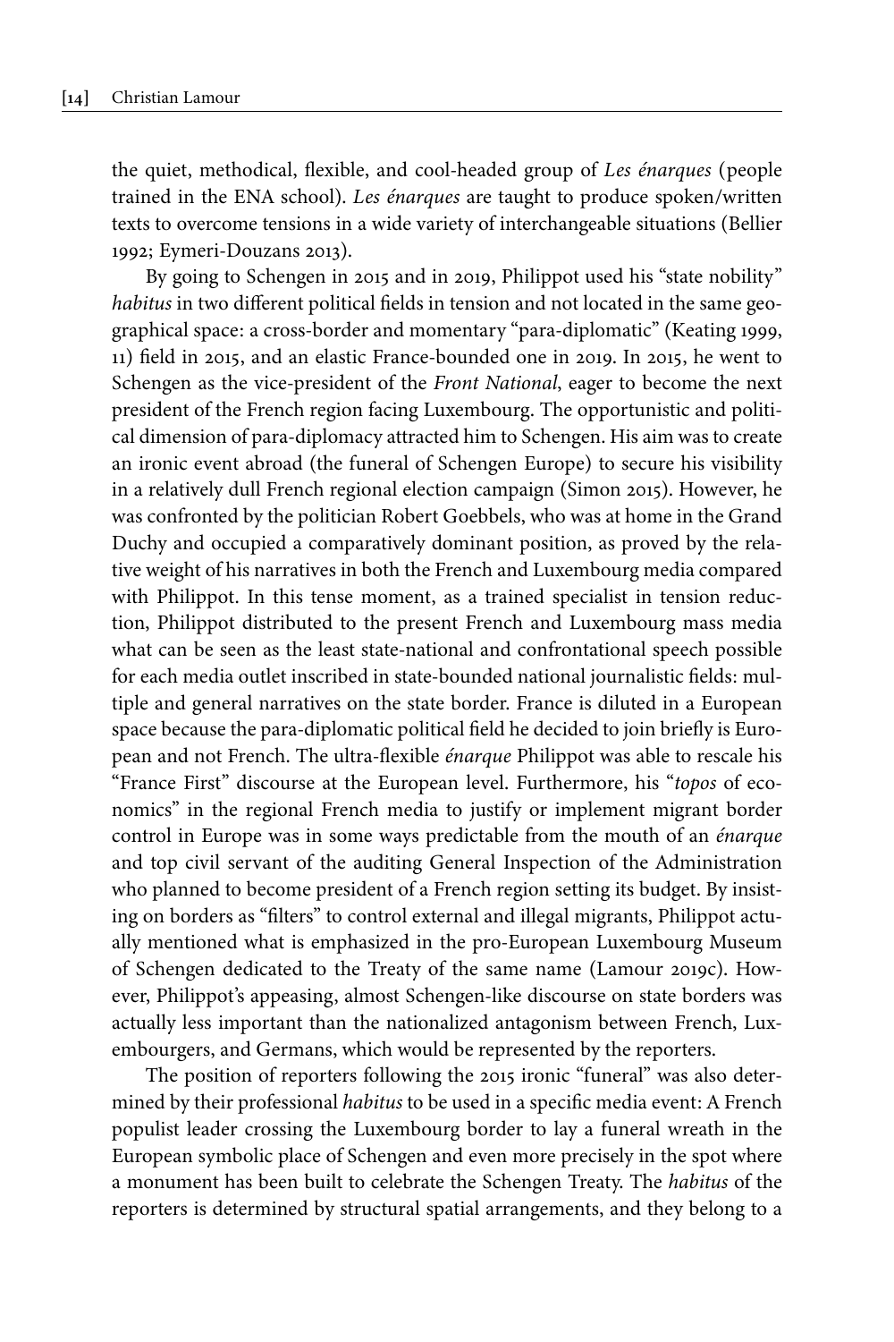the quiet, methodical, flexible, and cool-headed group of *Les énarques* (people trained in the ENA school). *Les énarques* are taught to produce spoken/written texts to overcome tensions in a wide variety of interchangeable situations (Bellier 1992; Eymeri-Douzans 2013).

By going to Schengen in 2015 and in 2019, Philippot used his "state nobility" *habitus* in two different political fields in tension and not located in the same geographical space: a cross-border and momentary "para-diplomatic" (Keating 1999, 11) field in 2015, and an elastic France-bounded one in 2019. In 2015, he went to Schengen as the vice-president of the *Front National*, eager to become the next president of the French region facing Luxembourg. The opportunistic and political dimension of para-diplomacy attracted him to Schengen. His aim was to create an ironic event abroad (the funeral of Schengen Europe) to secure his visibility in a relatively dull French regional election campaign (Simon 2015). However, he was confronted by the politician Robert Goebbels, who was at home in the Grand Duchy and occupied a comparatively dominant position, as proved by the relative weight of his narratives in both the French and Luxembourg media compared with Philippot. In this tense moment, as a trained specialist in tension reduction, Philippot distributed to the present French and Luxembourg mass media what can be seen as the least state-national and confrontational speech possible for each media outlet inscribed in state-bounded national journalistic fields: multiple and general narratives on the state border. France is diluted in a European space because the para-diplomatic political field he decided to join briefly is European and not French. The ultra-flexible *énarque* Philippot was able to rescale his "France First" discourse at the European level. Furthermore, his "*topos* of economics" in the regional French media to justify or implement migrant border control in Europe was in some ways predictable from the mouth of an *énarque* and top civil servant of the auditing General Inspection of the Administration who planned to become president of a French region setting its budget. By insisting on borders as "filters" to control external and illegal migrants, Philippot actually mentioned what is emphasized in the pro-European Luxembourg Museum of Schengen dedicated to the Treaty of the same name (Lamour 2019c). However, Philippot's appeasing, almost Schengen-like discourse on state borders was actually less important than the nationalized antagonism between French, Luxembourgers, and Germans, which would be represented by the reporters.

The position of reporters following the 2015 ironic "funeral" was also determined by their professional *habitus* to be used in a specific media event: A French populist leader crossing the Luxembourg border to lay a funeral wreath in the European symbolic place of Schengen and even more precisely in the spot where a monument has been built to celebrate the Schengen Treaty. The *habitus* of the reporters is determined by structural spatial arrangements, and they belong to a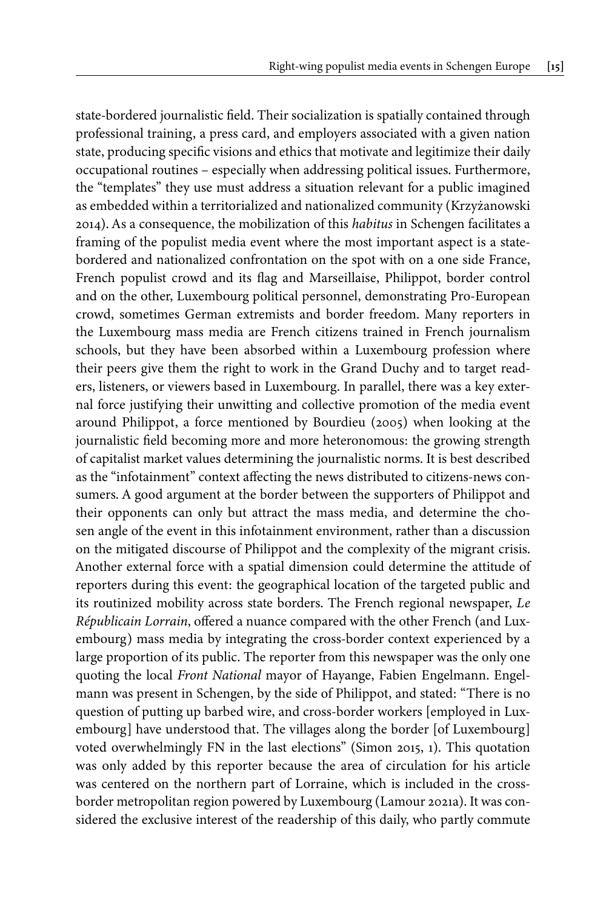state-bordered journalistic field. Their socialization is spatially contained through professional training, a press card, and employers associated with a given nation state, producing specific visions and ethics that motivate and legitimize their daily occupational routines – especially when addressing political issues. Furthermore, the "templates" they use must address a situation relevant for a public imagined as embedded within a territorialized and nationalized community (Krzyżanowski 2014). As a consequence, the mobilization of this *habitus* in Schengen facilitates a framing of the populist media event where the most important aspect is a state-bordered and nationalized confrontation on the spot with on a one side France, French populist crowd and its flag and Marseillaise, Philippot, border control and on the other, Luxembourg political personnel, demonstrating Pro-European crowd, sometimes German extremists and border freedom. Many reporters in the Luxembourg mass media are French citizens trained in French journalism schools, but they have been absorbed within a Luxembourg profession where their peers give them the right to work in the Grand Duchy and to target readers, listeners, or viewers based in Luxembourg. In parallel, there was a key external force justifying their unwitting and collective promotion of the media event around Philippot, a force mentioned by Bourdieu (2005) when looking at the journalistic field becoming more and more heteronomous: the growing strength of capitalist market values determining the journalistic norms. It is best described as the "infotainment" context affecting the news distributed to citizens-news consumers. A good argument at the border between the supporters of Philippot and their opponents can only but attract the mass media, and determine the chosen angle of the event in this infotainment environment, rather than a discussion on the mitigated discourse of Philippot and the complexity of the migrant crisis. Another external force with a spatial dimension could determine the attitude of reporters during this event: the geographical location of the targeted public and its routinized mobility across state borders. The French regional newspaper, *Le Républicain Lorrain*, offered a nuance compared with the other French (and Luxembourg) mass media by integrating the cross-border context experienced by a large proportion of its public. The reporter from this newspaper was the only one quoting the local *Front National* mayor of Hayange, Fabien Engelmann. Engelmann was present in Schengen, by the side of Philippot, and stated: "There is no question of putting up barbed wire, and cross-border workers [employed in Luxembourg] have understood that. The villages along the border [of Luxembourg] voted overwhelmingly FN in the last elections" (Simon 2015, 1). This quotation was only added by this reporter because the area of circulation for his article was centered on the northern part of Lorraine, which is included in the cross-border metropolitan region powered by Luxembourg (Lamour 2021a). It was considered the exclusive interest of the readership of this daily, who partly commute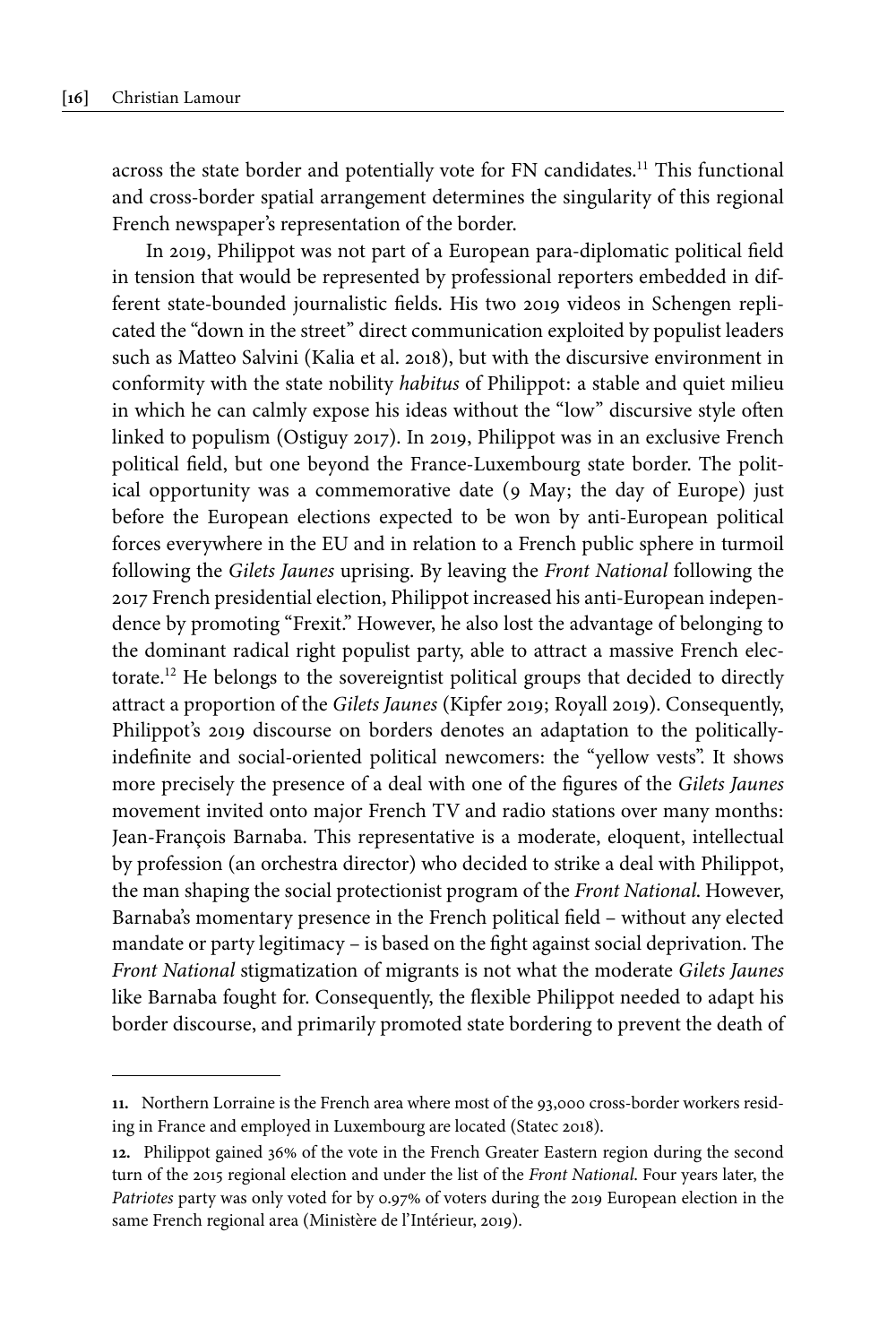across the state border and potentially vote for FN candidates.[11] This functional and cross-border spatial arrangement determines the singularity of this regional French newspaper's representation of the border.

In 2019, Philippot was not part of a European para-diplomatic political field in tension that would be represented by professional reporters embedded in different state-bounded journalistic fields. His two 2019 videos in Schengen replicated the "down in the street" direct communication exploited by populist leaders such as Matteo Salvini (Kalia et al. 2018), but with the discursive environment in conformity with the state nobility *habitus* of Philippot: a stable and quiet milieu in which he can calmly expose his ideas without the "low" discursive style often linked to populism (Ostiguy 2017). In 2019, Philippot was in an exclusive French political field, but one beyond the France-Luxembourg state border. The political opportunity was a commemorative date (9 May; the day of Europe) just before the European elections expected to be won by anti-European political forces everywhere in the EU and in relation to a French public sphere in turmoil following the *Gilets Jaunes* uprising. By leaving the *Front National* following the 2017 French presidential election, Philippot increased his anti-European independence by promoting "Frexit." However, he also lost the advantage of belonging to the dominant radical right populist party, able to attract a massive French electorate.[12] He belongs to the sovereigntist political groups that decided to directly attract a proportion of the *Gilets Jaunes* (Kipfer 2019; Royall 2019). Consequently, Philippot's 2019 discourse on borders denotes an adaptation to the politically-indefinite and social-oriented political newcomers: the "yellow vests". It shows more precisely the presence of a deal with one of the figures of the *Gilets Jaunes* movement invited onto major French TV and radio stations over many months: Jean-François Barnaba. This representative is a moderate, eloquent, intellectual by profession (an orchestra director) who decided to strike a deal with Philippot, the man shaping the social protectionist program of the *Front National*. However, Barnaba's momentary presence in the French political field – without any elected mandate or party legitimacy – is based on the fight against social deprivation. The *Front National* stigmatization of migrants is not what the moderate *Gilets Jaunes* like Barnaba fought for. Consequently, the flexible Philippot needed to adapt his border discourse, and primarily promoted state bordering to prevent the death of

---

**11.** Northern Lorraine is the French area where most of the 93,000 cross-border workers residing in France and employed in Luxembourg are located (Statec 2018).

**12.** Philippot gained 36% of the vote in the French Greater Eastern region during the second turn of the 2015 regional election and under the list of the *Front National*. Four years later, the *Patriotes* party was only voted for by 0.97% of voters during the 2019 European election in the same French regional area (Ministère de l'Intérieur, 2019).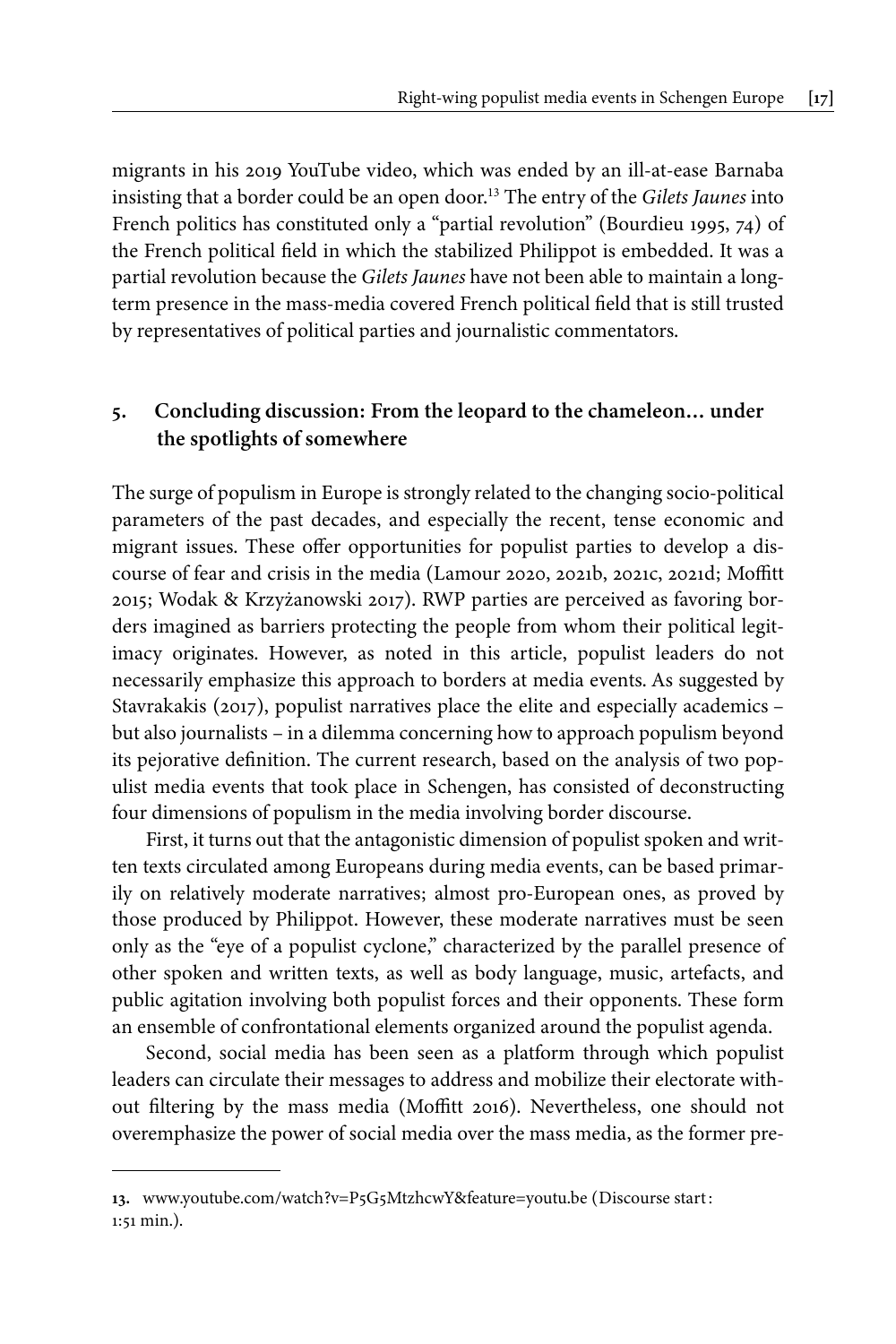migrants in his 2019 YouTube video, which was ended by an ill-at-ease Barnaba insisting that a border could be an open door.[13] The entry of the *Gilets Jaunes* into French politics has constituted only a "partial revolution" (Bourdieu 1995, 74) of the French political field in which the stabilized Philippot is embedded. It was a partial revolution because the *Gilets Jaunes* have not been able to maintain a long-term presence in the mass-media covered French political field that is still trusted by representatives of political parties and journalistic commentators.

## 5. Concluding discussion: From the leopard to the chameleon… under the spotlights of somewhere

The surge of populism in Europe is strongly related to the changing socio-political parameters of the past decades, and especially the recent, tense economic and migrant issues. These offer opportunities for populist parties to develop a discourse of fear and crisis in the media (Lamour 2020, 2021b, 2021c, 2021d; Moffitt 2015; Wodak & Krzyżanowski 2017). RWP parties are perceived as favoring borders imagined as barriers protecting the people from whom their political legitimacy originates. However, as noted in this article, populist leaders do not necessarily emphasize this approach to borders at media events. As suggested by Stavrakakis (2017), populist narratives place the elite and especially academics – but also journalists – in a dilemma concerning how to approach populism beyond its pejorative definition. The current research, based on the analysis of two populist media events that took place in Schengen, has consisted of deconstructing four dimensions of populism in the media involving border discourse.

First, it turns out that the antagonistic dimension of populist spoken and written texts circulated among Europeans during media events, can be based primarily on relatively moderate narratives; almost pro-European ones, as proved by those produced by Philippot. However, these moderate narratives must be seen only as the "eye of a populist cyclone," characterized by the parallel presence of other spoken and written texts, as well as body language, music, artefacts, and public agitation involving both populist forces and their opponents. These form an ensemble of confrontational elements organized around the populist agenda.

Second, social media has been seen as a platform through which populist leaders can circulate their messages to address and mobilize their electorate without filtering by the mass media (Moffitt 2016). Nevertheless, one should not overemphasize the power of social media over the mass media, as the former pre-

13. www.youtube.com/watch?v=P5G5MtzhcwY&feature=youtu.be (Discourse start: 1:51 min.).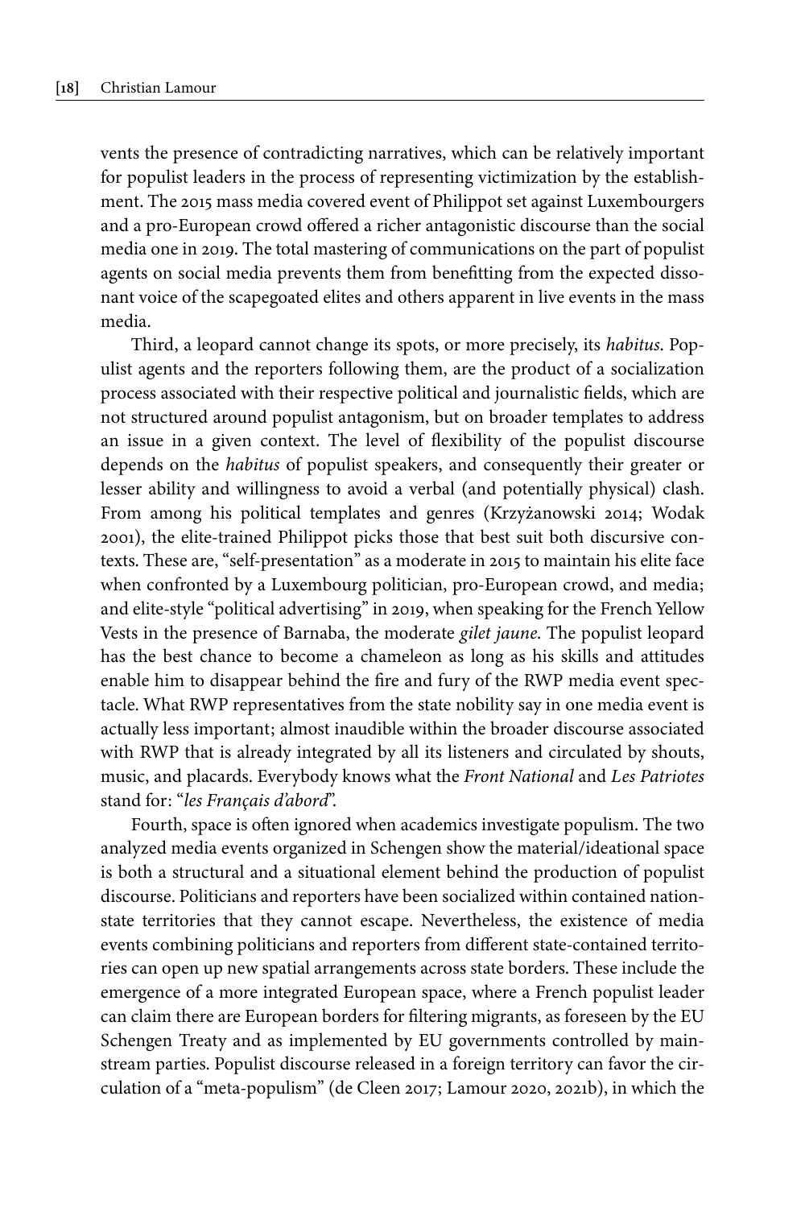vents the presence of contradicting narratives, which can be relatively important for populist leaders in the process of representing victimization by the establishment. The 2015 mass media covered event of Philippot set against Luxembourgers and a pro-European crowd offered a richer antagonistic discourse than the social media one in 2019. The total mastering of communications on the part of populist agents on social media prevents them from benefitting from the expected dissonant voice of the scapegoated elites and others apparent in live events in the mass media.

Third, a leopard cannot change its spots, or more precisely, its *habitus*. Populist agents and the reporters following them, are the product of a socialization process associated with their respective political and journalistic fields, which are not structured around populist antagonism, but on broader templates to address an issue in a given context. The level of flexibility of the populist discourse depends on the *habitus* of populist speakers, and consequently their greater or lesser ability and willingness to avoid a verbal (and potentially physical) clash. From among his political templates and genres (Krzyżanowski 2014; Wodak 2001), the elite-trained Philippot picks those that best suit both discursive contexts. These are, "self-presentation" as a moderate in 2015 to maintain his elite face when confronted by a Luxembourg politician, pro-European crowd, and media; and elite-style "political advertising" in 2019, when speaking for the French Yellow Vests in the presence of Barnaba, the moderate *gilet jaune*. The populist leopard has the best chance to become a chameleon as long as his skills and attitudes enable him to disappear behind the fire and fury of the RWP media event spectacle. What RWP representatives from the state nobility say in one media event is actually less important; almost inaudible within the broader discourse associated with RWP that is already integrated by all its listeners and circulated by shouts, music, and placards. Everybody knows what the *Front National* and *Les Patriotes* stand for: "*les Français d'abord*".

Fourth, space is often ignored when academics investigate populism. The two analyzed media events organized in Schengen show the material/ideational space is both a structural and a situational element behind the production of populist discourse. Politicians and reporters have been socialized within contained nation-state territories that they cannot escape. Nevertheless, the existence of media events combining politicians and reporters from different state-contained territories can open up new spatial arrangements across state borders. These include the emergence of a more integrated European space, where a French populist leader can claim there are European borders for filtering migrants, as foreseen by the EU Schengen Treaty and as implemented by EU governments controlled by mainstream parties. Populist discourse released in a foreign territory can favor the circulation of a "meta-populism" (de Cleen 2017; Lamour 2020, 2021b), in which the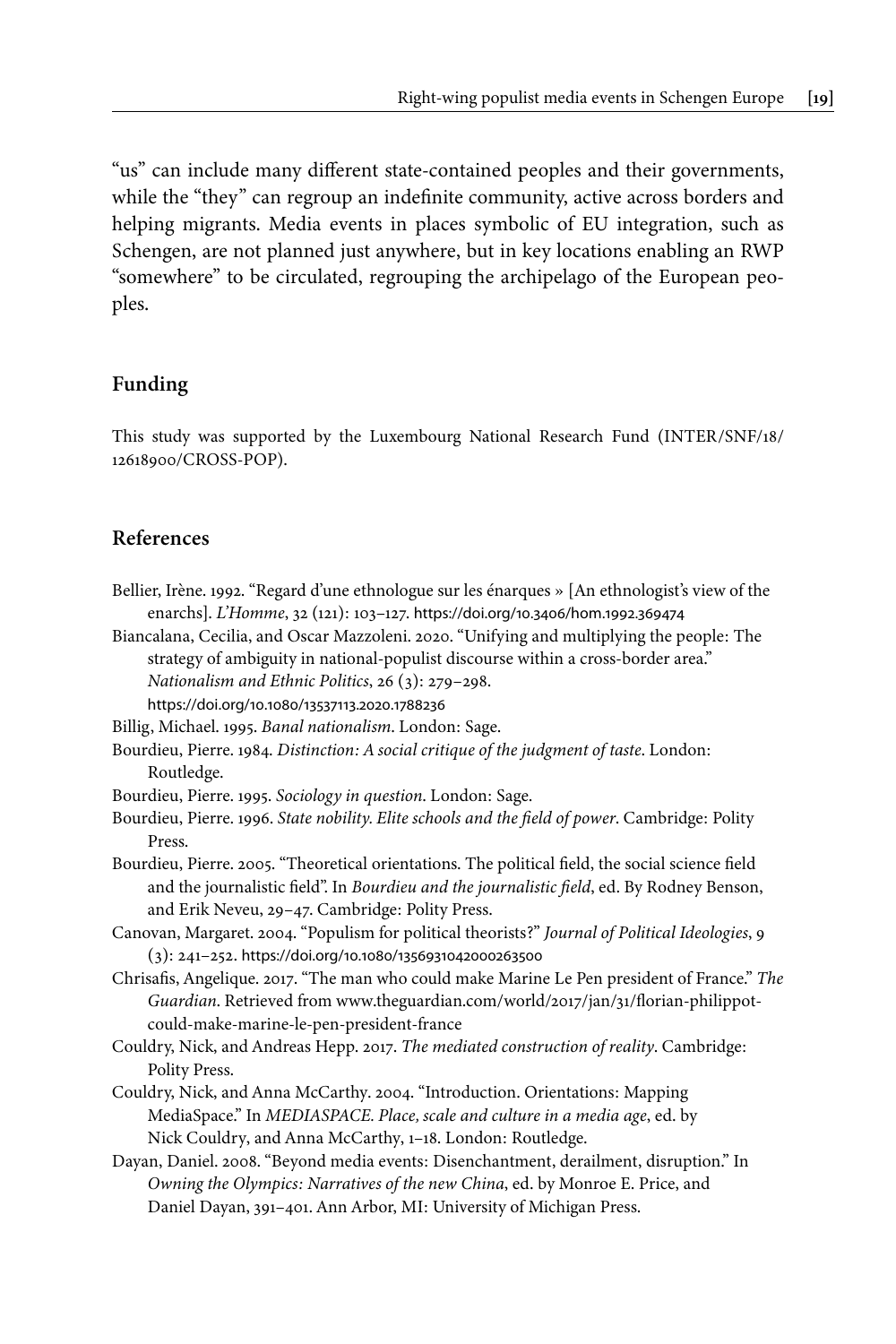"us" can include many different state-contained peoples and their governments, while the "they" can regroup an indefinite community, active across borders and helping migrants. Media events in places symbolic of EU integration, such as Schengen, are not planned just anywhere, but in key locations enabling an RWP "somewhere" to be circulated, regrouping the archipelago of the European peoples.

## Funding

This study was supported by the Luxembourg National Research Fund (INTER/SNF/18/12618900/CROSS-POP).

## References

Bellier, Irène. 1992. "Regard d'une ethnologue sur les énarques » [An ethnologist's view of the enarchs]. *L'Homme*, 32 (121): 103–127. https://doi.org/10.3406/hom.1992.369474

Biancalana, Cecilia, and Oscar Mazzoleni. 2020. "Unifying and multiplying the people: The strategy of ambiguity in national-populist discourse within a cross-border area." *Nationalism and Ethnic Politics*, 26 (3): 279–298. https://doi.org/10.1080/13537113.2020.1788236

Billig, Michael. 1995. *Banal nationalism*. London: Sage.

Bourdieu, Pierre. 1984. *Distinction: A social critique of the judgment of taste*. London: Routledge.

Bourdieu, Pierre. 1995. *Sociology in question*. London: Sage.

Bourdieu, Pierre. 1996. *State nobility. Elite schools and the field of power*. Cambridge: Polity Press.

Bourdieu, Pierre. 2005. "Theoretical orientations. The political field, the social science field and the journalistic field". In *Bourdieu and the journalistic field*, ed. By Rodney Benson, and Erik Neveu, 29–47. Cambridge: Polity Press.

Canovan, Margaret. 2004. "Populism for political theorists?" *Journal of Political Ideologies*, 9 (3): 241–252. https://doi.org/10.1080/1356931042000263500

Chrisafis, Angelique. 2017. "The man who could make Marine Le Pen president of France." *The Guardian*. Retrieved from www.theguardian.com/world/2017/jan/31/florian-philippot-could-make-marine-le-pen-president-france

Couldry, Nick, and Andreas Hepp. 2017. *The mediated construction of reality*. Cambridge: Polity Press.

Couldry, Nick, and Anna McCarthy. 2004. "Introduction. Orientations: Mapping MediaSpace." In *MEDIASPACE. Place, scale and culture in a media age*, ed. by Nick Couldry, and Anna McCarthy, 1–18. London: Routledge.

Dayan, Daniel. 2008. "Beyond media events: Disenchantment, derailment, disruption." In *Owning the Olympics: Narratives of the new China*, ed. by Monroe E. Price, and Daniel Dayan, 391–401. Ann Arbor, MI: University of Michigan Press.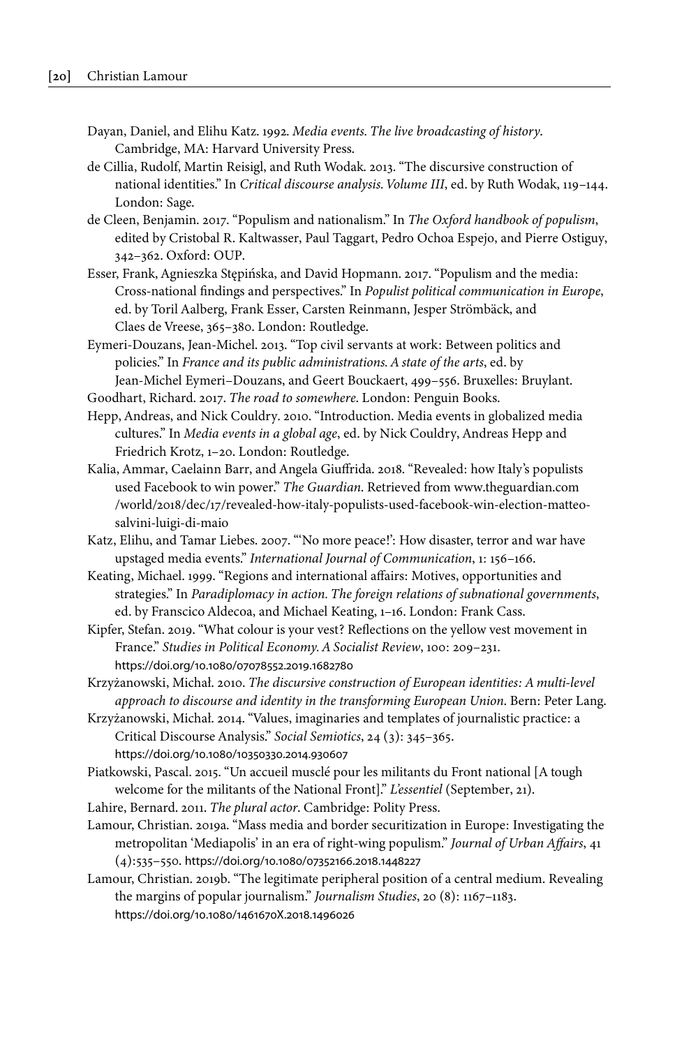Dayan, Daniel, and Elihu Katz. 1992. *Media events. The live broadcasting of history*. Cambridge, MA: Harvard University Press.

de Cillia, Rudolf, Martin Reisigl, and Ruth Wodak. 2013. "The discursive construction of national identities." In *Critical discourse analysis. Volume III*, ed. by Ruth Wodak, 119–144. London: Sage.

de Cleen, Benjamin. 2017. "Populism and nationalism." In *The Oxford handbook of populism*, edited by Cristobal R. Kaltwasser, Paul Taggart, Pedro Ochoa Espejo, and Pierre Ostiguy, 342–362. Oxford: OUP.

Esser, Frank, Agnieszka Stępińska, and David Hopmann. 2017. "Populism and the media: Cross-national findings and perspectives." In *Populist political communication in Europe*, ed. by Toril Aalberg, Frank Esser, Carsten Reinmann, Jesper Strömbäck, and Claes de Vreese, 365–380. London: Routledge.

Eymeri-Douzans, Jean-Michel. 2013. "Top civil servants at work: Between politics and policies." In *France and its public administrations. A state of the arts*, ed. by Jean-Michel Eymeri–Douzans, and Geert Bouckaert, 499–556. Bruxelles: Bruylant.

Goodhart, Richard. 2017. *The road to somewhere*. London: Penguin Books.

Hepp, Andreas, and Nick Couldry. 2010. "Introduction. Media events in globalized media cultures." In *Media events in a global age*, ed. by Nick Couldry, Andreas Hepp and Friedrich Krotz, 1–20. London: Routledge.

Kalia, Ammar, Caelainn Barr, and Angela Giuffrida. 2018. "Revealed: how Italy's populists used Facebook to win power." *The Guardian*. Retrieved from www.theguardian.com /world/2018/dec/17/revealed-how-italy-populists-used-facebook-win-election-matteo-salvini-luigi-di-maio

Katz, Elihu, and Tamar Liebes. 2007. "'No more peace!': How disaster, terror and war have upstaged media events." *International Journal of Communication*, 1: 156–166.

Keating, Michael. 1999. "Regions and international affairs: Motives, opportunities and strategies." In *Paradiplomacy in action. The foreign relations of subnational governments*, ed. by Franscico Aldecoa, and Michael Keating, 1–16. London: Frank Cass.

Kipfer, Stefan. 2019. "What colour is your vest? Reflections on the yellow vest movement in France." *Studies in Political Economy. A Socialist Review*, 100: 209–231. https://doi.org/10.1080/07078552.2019.1682780

Krzyżanowski, Michał. 2010. *The discursive construction of European identities: A multi-level approach to discourse and identity in the transforming European Union*. Bern: Peter Lang.

Krzyżanowski, Michał. 2014. "Values, imaginaries and templates of journalistic practice: a Critical Discourse Analysis." *Social Semiotics*, 24 (3): 345–365. https://doi.org/10.1080/10350330.2014.930607

Piatkowski, Pascal. 2015. "Un accueil musclé pour les militants du Front national [A tough welcome for the militants of the National Front]." *L'essentiel* (September, 21).

Lahire, Bernard. 2011. *The plural actor*. Cambridge: Polity Press.

Lamour, Christian. 2019a. "Mass media and border securitization in Europe: Investigating the metropolitan 'Mediapolis' in an era of right-wing populism." *Journal of Urban Affairs*, 41 (4):535–550. https://doi.org/10.1080/07352166.2018.1448227

Lamour, Christian. 2019b. "The legitimate peripheral position of a central medium. Revealing the margins of popular journalism." *Journalism Studies*, 20 (8): 1167–1183. https://doi.org/10.1080/1461670X.2018.1496026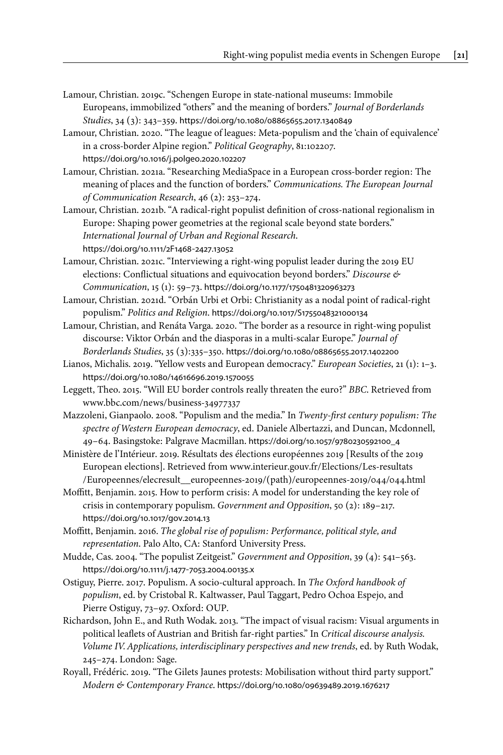Lamour, Christian. 2019c. "Schengen Europe in state-national museums: Immobile Europeans, immobilized "others" and the meaning of borders." *Journal of Borderlands Studies*, 34 (3): 343–359. https://doi.org/10.1080/08865655.2017.1340849

Lamour, Christian. 2020. "The league of leagues: Meta-populism and the 'chain of equivalence' in a cross-border Alpine region." *Political Geography*, 81:102207. https://doi.org/10.1016/j.polgeo.2020.102207

Lamour, Christian. 2021a. "Researching MediaSpace in a European cross-border region: The meaning of places and the function of borders." *Communications. The European Journal of Communication Research*, 46 (2): 253–274.

Lamour, Christian. 2021b. "A radical-right populist definition of cross-national regionalism in Europe: Shaping power geometries at the regional scale beyond state borders." *International Journal of Urban and Regional Research*. https://doi.org/10.1111/2F1468-2427.13052

Lamour, Christian. 2021c. "Interviewing a right-wing populist leader during the 2019 EU elections: Conflictual situations and equivocation beyond borders." *Discourse & Communication*, 15 (1): 59–73. https://doi.org/10.1177/1750481320963273

Lamour, Christian. 2021d. "Orbán Urbi et Orbi: Christianity as a nodal point of radical-right populism." *Politics and Religion*. https://doi.org/10.1017/S1755048321000134

Lamour, Christian, and Renáta Varga. 2020. "The border as a resource in right-wing populist discourse: Viktor Orbán and the diasporas in a multi-scalar Europe." *Journal of Borderlands Studies*, 35 (3):335–350. https://doi.org/10.1080/08865655.2017.1402200

Lianos, Michalis. 2019. "Yellow vests and European democracy." *European Societies*, 21 (1): 1–3. https://doi.org/10.1080/14616696.2019.1570055

Leggett, Theo. 2015. "Will EU border controls really threaten the euro?" *BBC*. Retrieved from www.bbc.com/news/business-34977337

Mazzoleni, Gianpaolo. 2008. "Populism and the media." In *Twenty-first century populism: The spectre of Western European democracy*, ed. Daniele Albertazzi, and Duncan, Mcdonnell, 49–64. Basingstoke: Palgrave Macmillan. https://doi.org/10.1057/9780230592100_4

Ministère de l'Intérieur. 2019. Résultats des élections européennes 2019 [Results of the 2019 European elections]. Retrieved from www.interieur.gouv.fr/Elections/Les-resultats/Europeennes/elecresult__europeennes-2019/(path)/europeennes-2019/044/044.html

Moffitt, Benjamin. 2015. How to perform crisis: A model for understanding the key role of crisis in contemporary populism. *Government and Opposition*, 50 (2): 189–217. https://doi.org/10.1017/gov.2014.13

Moffitt, Benjamin. 2016. *The global rise of populism: Performance, political style, and representation*. Palo Alto, CA: Stanford University Press.

Mudde, Cas. 2004. "The populist Zeitgeist." *Government and Opposition*, 39 (4): 541–563. https://doi.org/10.1111/j.1477-7053.2004.00135.x

Ostiguy, Pierre. 2017. Populism. A socio-cultural approach. In *The Oxford handbook of populism*, ed. by Cristobal R. Kaltwasser, Paul Taggart, Pedro Ochoa Espejo, and Pierre Ostiguy, 73–97. Oxford: OUP.

Richardson, John E., and Ruth Wodak. 2013. "The impact of visual racism: Visual arguments in political leaflets of Austrian and British far-right parties." In *Critical discourse analysis. Volume IV. Applications, interdisciplinary perspectives and new trends*, ed. by Ruth Wodak, 245–274. London: Sage.

Royall, Frédéric. 2019. "The Gilets Jaunes protests: Mobilisation without third party support." *Modern & Contemporary France*. https://doi.org/10.1080/09639489.2019.1676217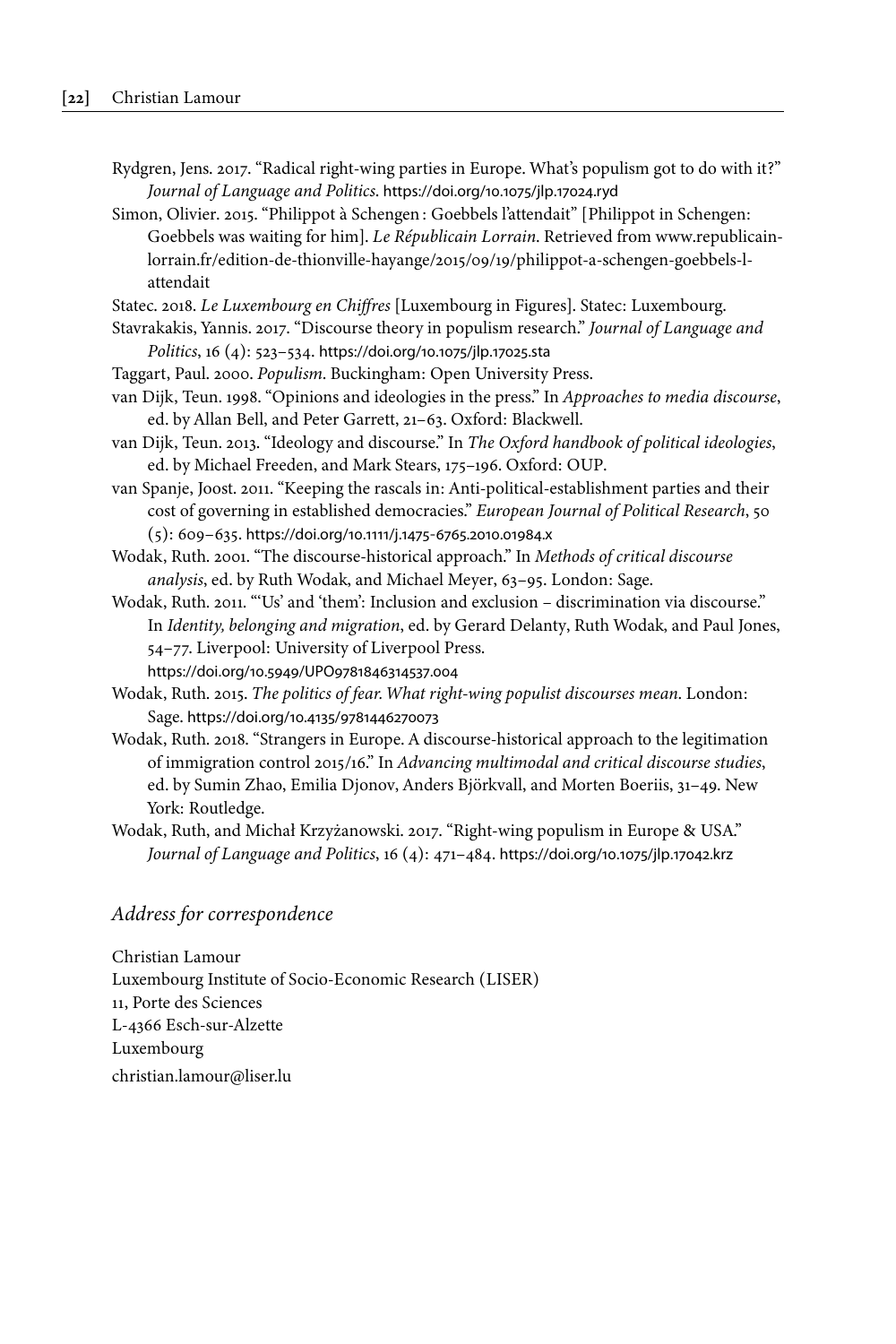Rydgren, Jens. 2017. "Radical right-wing parties in Europe. What's populism got to do with it?" *Journal of Language and Politics*. https://doi.org/10.1075/jlp.17024.ryd

Simon, Olivier. 2015. "Philippot à Schengen : Goebbels l'attendait" [Philippot in Schengen: Goebbels was waiting for him]. *Le Républicain Lorrain*. Retrieved from www.republicain-lorrain.fr/edition-de-thionville-hayange/2015/09/19/philippot-a-schengen-goebbels-l-attendait

Statec. 2018. *Le Luxembourg en Chiffres* [Luxembourg in Figures]. Statec: Luxembourg.

Stavrakakis, Yannis. 2017. "Discourse theory in populism research." *Journal of Language and Politics*, 16 (4): 523–534. https://doi.org/10.1075/jlp.17025.sta

Taggart, Paul. 2000. *Populism*. Buckingham: Open University Press.

van Dijk, Teun. 1998. "Opinions and ideologies in the press." In *Approaches to media discourse*, ed. by Allan Bell, and Peter Garrett, 21–63. Oxford: Blackwell.

van Dijk, Teun. 2013. "Ideology and discourse." In *The Oxford handbook of political ideologies*, ed. by Michael Freeden, and Mark Stears, 175–196. Oxford: OUP.

van Spanje, Joost. 2011. "Keeping the rascals in: Anti-political-establishment parties and their cost of governing in established democracies." *European Journal of Political Research*, 50 (5): 609–635. https://doi.org/10.1111/j.1475-6765.2010.01984.x

Wodak, Ruth. 2001. "The discourse-historical approach." In *Methods of critical discourse analysis*, ed. by Ruth Wodak, and Michael Meyer, 63–95. London: Sage.

Wodak, Ruth. 2011. "'Us' and 'them': Inclusion and exclusion – discrimination via discourse." In *Identity, belonging and migration*, ed. by Gerard Delanty, Ruth Wodak, and Paul Jones, 54–77. Liverpool: University of Liverpool Press. https://doi.org/10.5949/UPO9781846314537.004

Wodak, Ruth. 2015. *The politics of fear. What right-wing populist discourses mean*. London: Sage. https://doi.org/10.4135/9781446270073

Wodak, Ruth. 2018. "Strangers in Europe. A discourse-historical approach to the legitimation of immigration control 2015/16." In *Advancing multimodal and critical discourse studies*, ed. by Sumin Zhao, Emilia Djonov, Anders Björkvall, and Morten Boeriis, 31–49. New York: Routledge.

Wodak, Ruth, and Michał Krzyżanowski. 2017. "Right-wing populism in Europe & USA." *Journal of Language and Politics*, 16 (4): 471–484. https://doi.org/10.1075/jlp.17042.krz

## *Address for correspondence*

Christian Lamour
Luxembourg Institute of Socio-Economic Research (LISER)
11, Porte des Sciences
L-4366 Esch-sur-Alzette
Luxembourg
christian.lamour@liser.lu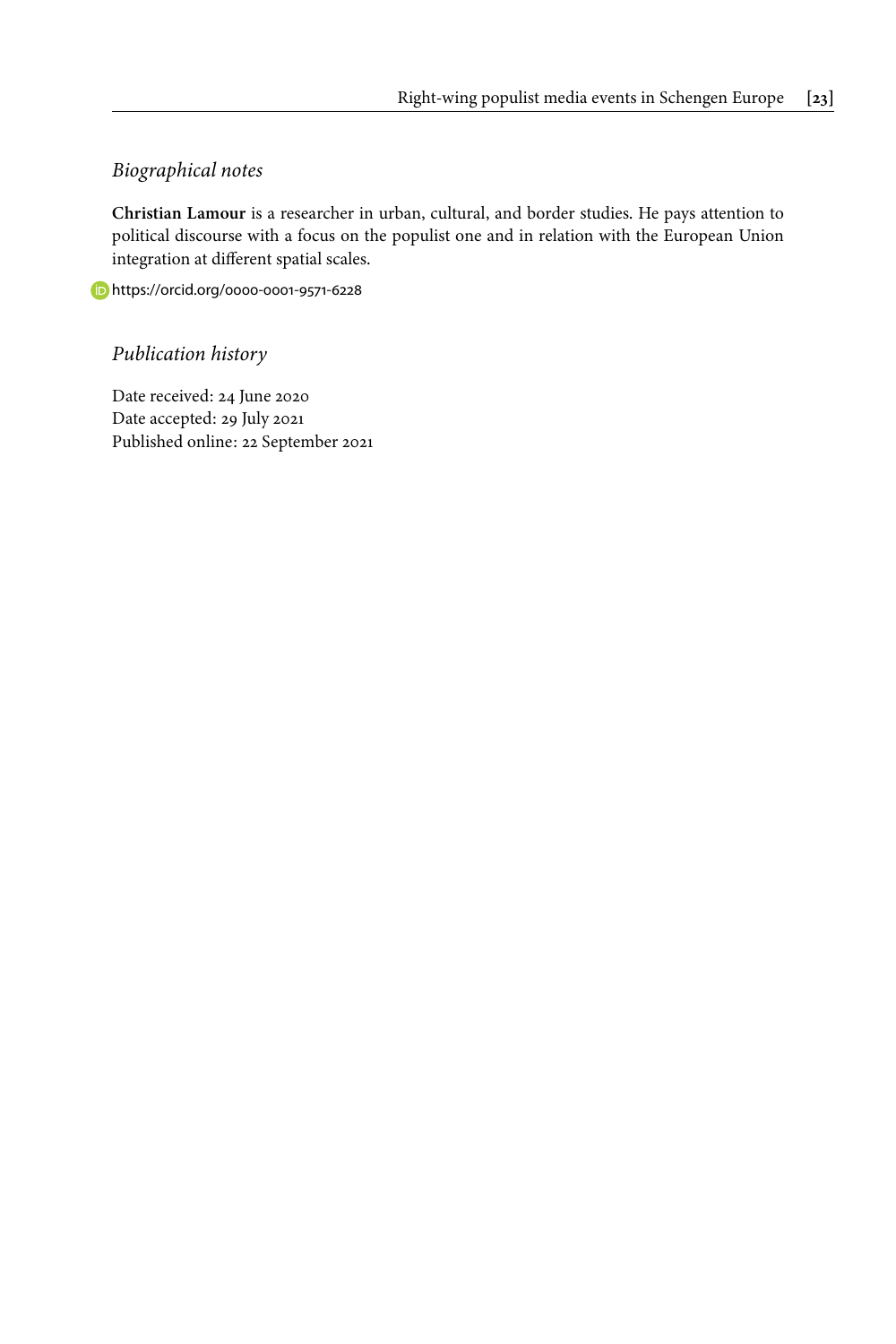## *Biographical notes*

**Christian Lamour** is a researcher in urban, cultural, and border studies. He pays attention to political discourse with a focus on the populist one and in relation with the European Union integration at different spatial scales.

https://orcid.org/0000-0001-9571-6228

## *Publication history*

Date received: 24 June 2020
Date accepted: 29 July 2021
Published online: 22 September 2021